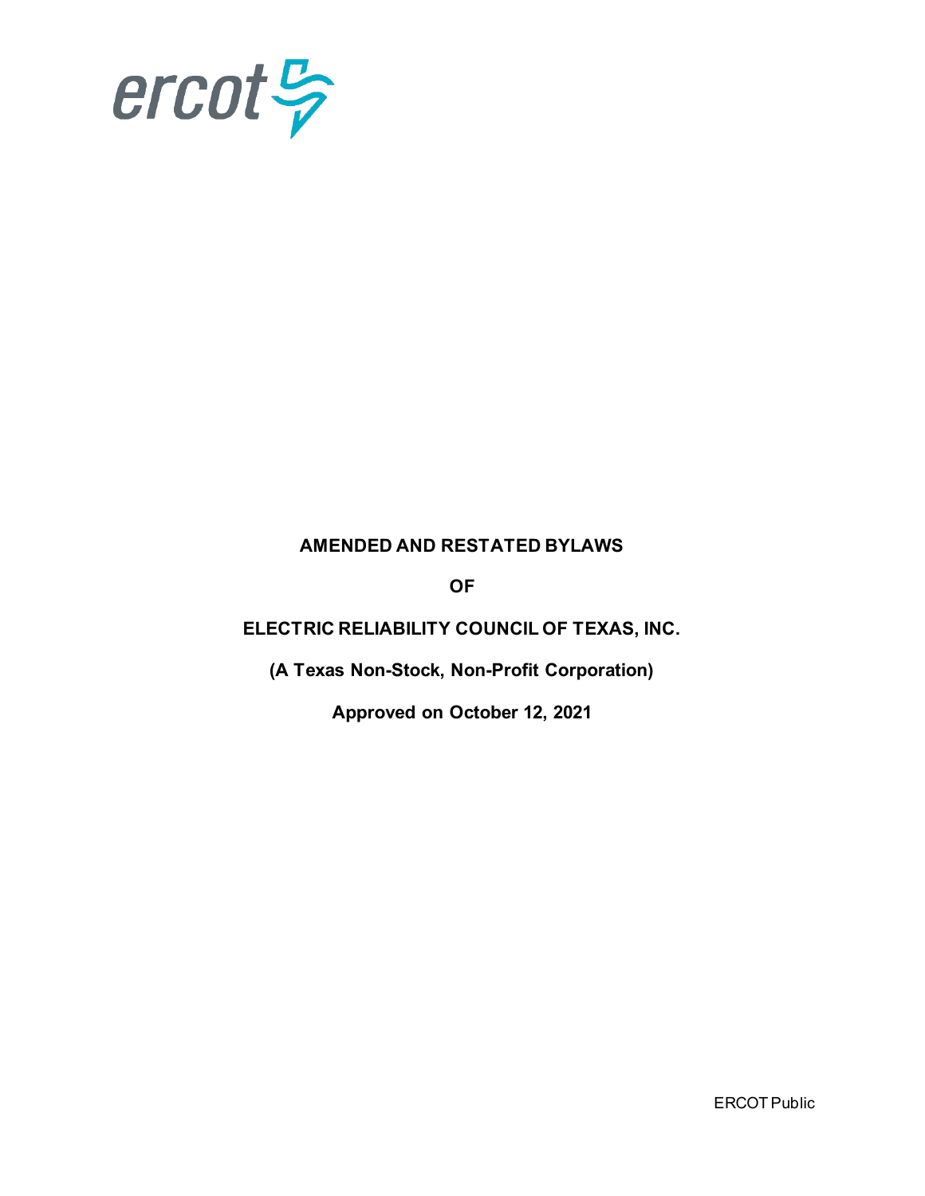ercot

**AMENDED AND RESTATED BYLAWS**

**OF**

**ELECTRIC RELIABILITY COUNCIL OF TEXAS, INC.**

**(A Texas Non-Stock, Non-Profit Corporation)**

**Approved on October 12, 2021**

ERCOT Public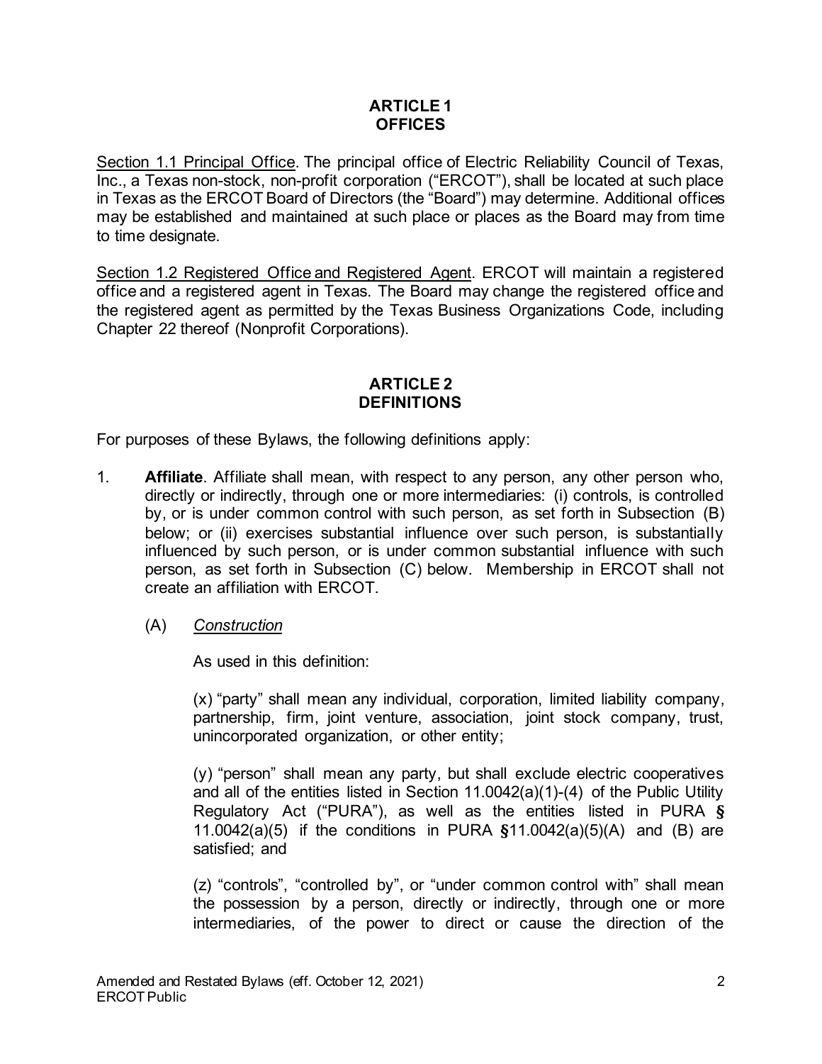## ARTICLE 1
## OFFICES

Section 1.1 Principal Office. The principal office of Electric Reliability Council of Texas, Inc., a Texas non-stock, non-profit corporation ("ERCOT"), shall be located at such place in Texas as the ERCOT Board of Directors (the "Board") may determine. Additional offices may be established and maintained at such place or places as the Board may from time to time designate.

Section 1.2 Registered Office and Registered Agent. ERCOT will maintain a registered office and a registered agent in Texas. The Board may change the registered office and the registered agent as permitted by the Texas Business Organizations Code, including Chapter 22 thereof (Nonprofit Corporations).

## ARTICLE 2
## DEFINITIONS

For purposes of these Bylaws, the following definitions apply:

1. **Affiliate**. Affiliate shall mean, with respect to any person, any other person who, directly or indirectly, through one or more intermediaries: (i) controls, is controlled by, or is under common control with such person, as set forth in Subsection (B) below; or (ii) exercises substantial influence over such person, is substantially influenced by such person, or is under common substantial influence with such person, as set forth in Subsection (C) below. Membership in ERCOT shall not create an affiliation with ERCOT.

   (A) *Construction*

   As used in this definition:

   (x) "party" shall mean any individual, corporation, limited liability company, partnership, firm, joint venture, association, joint stock company, trust, unincorporated organization, or other entity;

   (y) "person" shall mean any party, but shall exclude electric cooperatives and all of the entities listed in Section 11.0042(a)(1)-(4) of the Public Utility Regulatory Act ("PURA"), as well as the entities listed in PURA § 11.0042(a)(5) if the conditions in PURA §11.0042(a)(5)(A) and (B) are satisfied; and

   (z) "controls", "controlled by", or "under common control with" shall mean the possession by a person, directly or indirectly, through one or more intermediaries, of the power to direct or cause the direction of the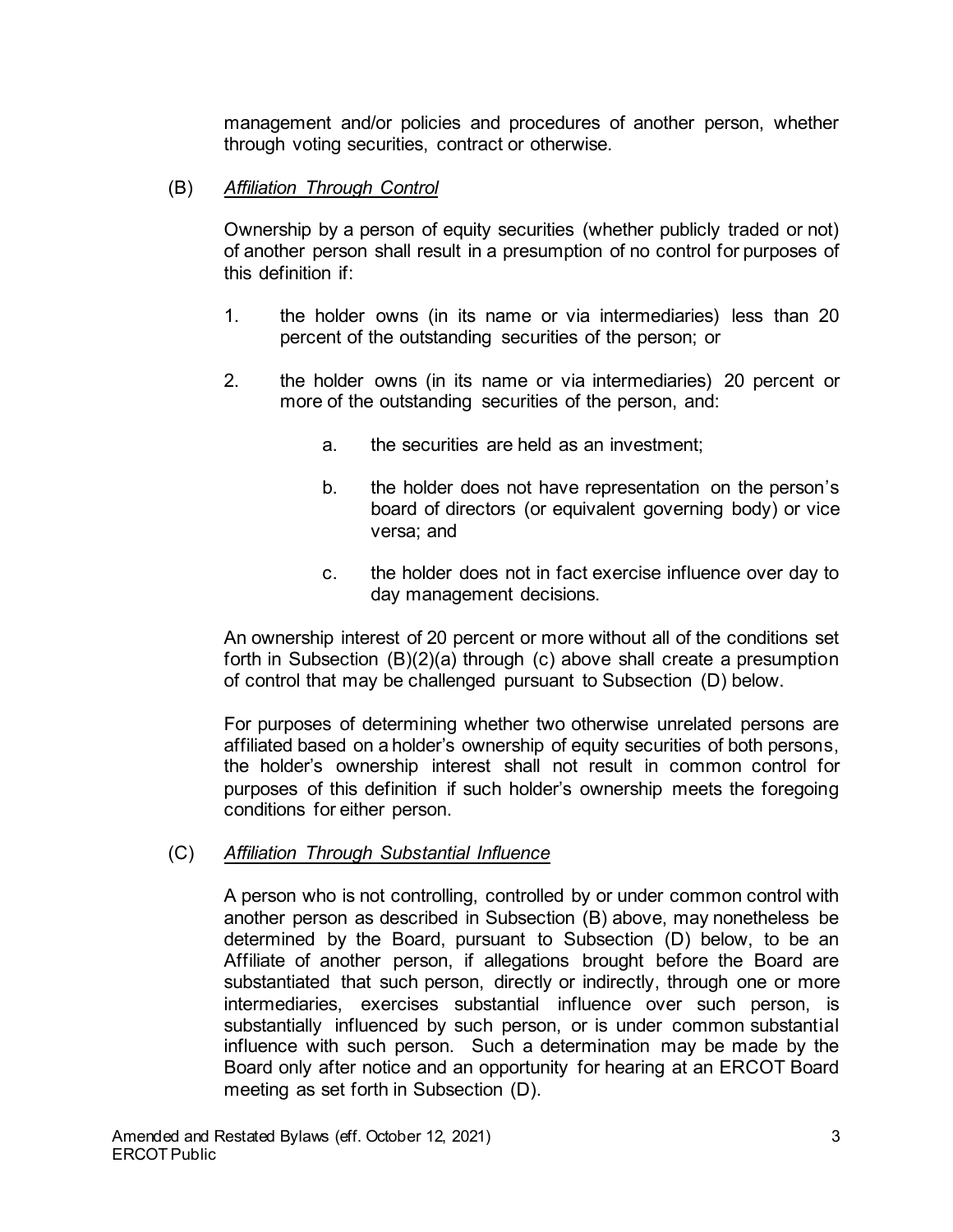management and/or policies and procedures of another person, whether through voting securities, contract or otherwise.

(B) *Affiliation Through Control*

Ownership by a person of equity securities (whether publicly traded or not) of another person shall result in a presumption of no control for purposes of this definition if:

1. the holder owns (in its name or via intermediaries) less than 20 percent of the outstanding securities of the person; or

2. the holder owns (in its name or via intermediaries) 20 percent or more of the outstanding securities of the person, and:

    a. the securities are held as an investment;

    b. the holder does not have representation on the person's board of directors (or equivalent governing body) or vice versa; and

    c. the holder does not in fact exercise influence over day to day management decisions.

An ownership interest of 20 percent or more without all of the conditions set forth in Subsection (B)(2)(a) through (c) above shall create a presumption of control that may be challenged pursuant to Subsection (D) below.

For purposes of determining whether two otherwise unrelated persons are affiliated based on a holder's ownership of equity securities of both persons, the holder's ownership interest shall not result in common control for purposes of this definition if such holder's ownership meets the foregoing conditions for either person.

(C) *Affiliation Through Substantial Influence*

A person who is not controlling, controlled by or under common control with another person as described in Subsection (B) above, may nonetheless be determined by the Board, pursuant to Subsection (D) below, to be an Affiliate of another person, if allegations brought before the Board are substantiated that such person, directly or indirectly, through one or more intermediaries, exercises substantial influence over such person, is substantially influenced by such person, or is under common substantial influence with such person. Such a determination may be made by the Board only after notice and an opportunity for hearing at an ERCOT Board meeting as set forth in Subsection (D).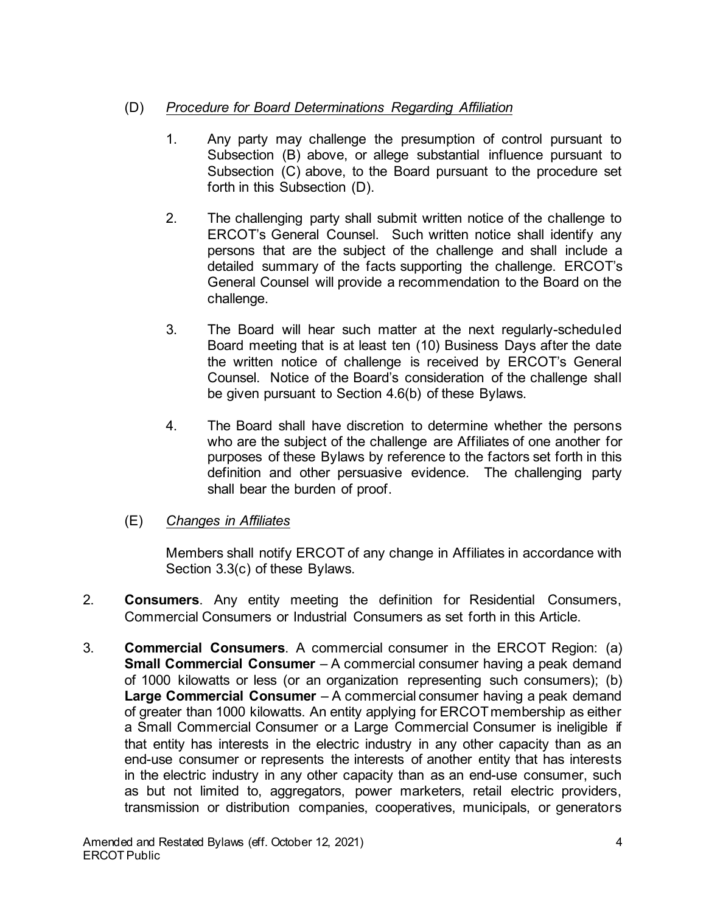(D) *Procedure for Board Determinations Regarding Affiliation*

1. Any party may challenge the presumption of control pursuant to Subsection (B) above, or allege substantial influence pursuant to Subsection (C) above, to the Board pursuant to the procedure set forth in this Subsection (D).

2. The challenging party shall submit written notice of the challenge to ERCOT's General Counsel. Such written notice shall identify any persons that are the subject of the challenge and shall include a detailed summary of the facts supporting the challenge. ERCOT's General Counsel will provide a recommendation to the Board on the challenge.

3. The Board will hear such matter at the next regularly-scheduled Board meeting that is at least ten (10) Business Days after the date the written notice of challenge is received by ERCOT's General Counsel. Notice of the Board's consideration of the challenge shall be given pursuant to Section 4.6(b) of these Bylaws.

4. The Board shall have discretion to determine whether the persons who are the subject of the challenge are Affiliates of one another for purposes of these Bylaws by reference to the factors set forth in this definition and other persuasive evidence. The challenging party shall bear the burden of proof.

(E) *Changes in Affiliates*

Members shall notify ERCOT of any change in Affiliates in accordance with Section 3.3(c) of these Bylaws.

2. **Consumers**. Any entity meeting the definition for Residential Consumers, Commercial Consumers or Industrial Consumers as set forth in this Article.

3. **Commercial Consumers**. A commercial consumer in the ERCOT Region: (a) **Small Commercial Consumer** – A commercial consumer having a peak demand of 1000 kilowatts or less (or an organization representing such consumers); (b) **Large Commercial Consumer** – A commercial consumer having a peak demand of greater than 1000 kilowatts. An entity applying for ERCOT membership as either a Small Commercial Consumer or a Large Commercial Consumer is ineligible if that entity has interests in the electric industry in any other capacity than as an end-use consumer or represents the interests of another entity that has interests in the electric industry in any other capacity than as an end-use consumer, such as but not limited to, aggregators, power marketers, retail electric providers, transmission or distribution companies, cooperatives, municipals, or generators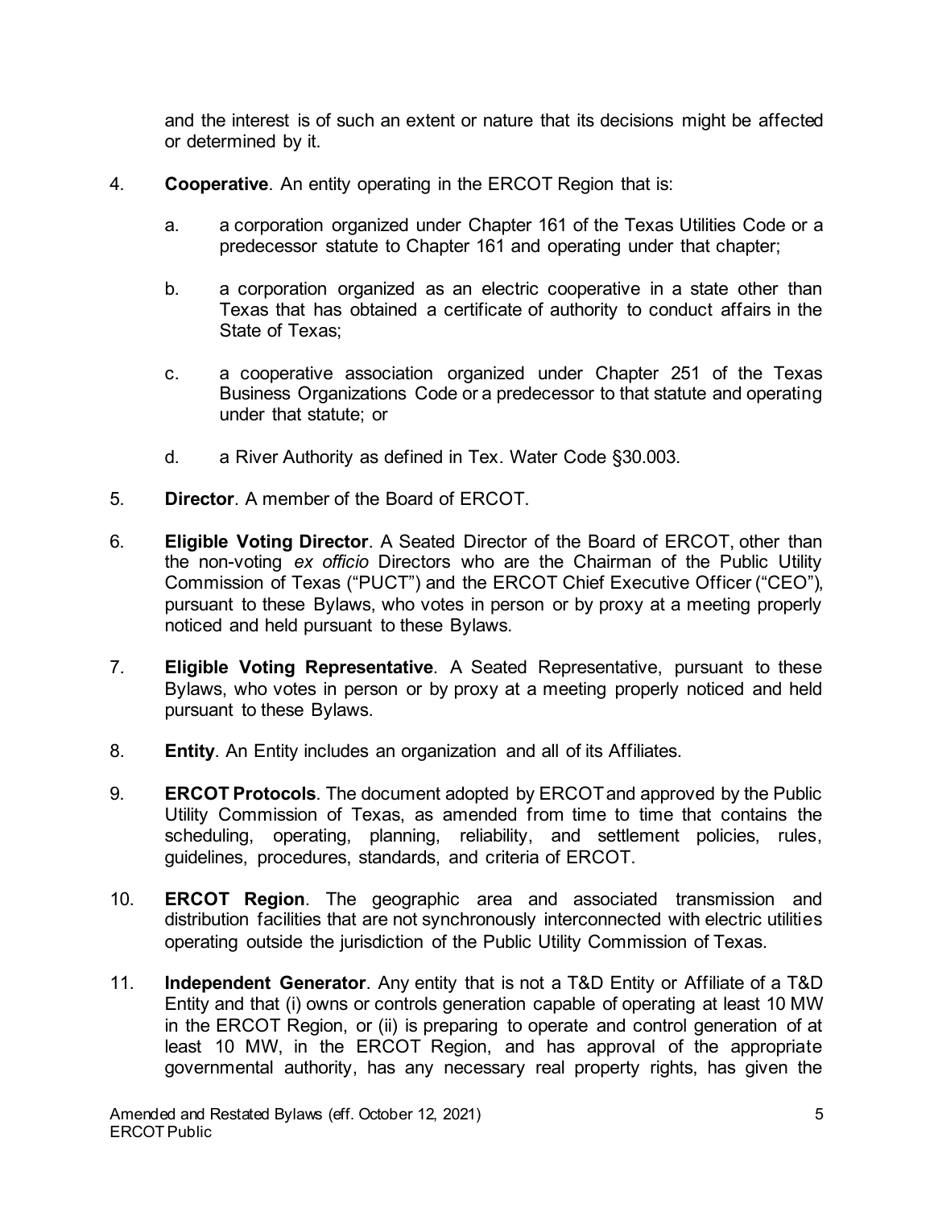and the interest is of such an extent or nature that its decisions might be affected or determined by it.

4. **Cooperative**. An entity operating in the ERCOT Region that is:

   a. a corporation organized under Chapter 161 of the Texas Utilities Code or a predecessor statute to Chapter 161 and operating under that chapter;

   b. a corporation organized as an electric cooperative in a state other than Texas that has obtained a certificate of authority to conduct affairs in the State of Texas;

   c. a cooperative association organized under Chapter 251 of the Texas Business Organizations Code or a predecessor to that statute and operating under that statute; or

   d. a River Authority as defined in Tex. Water Code §30.003.

5. **Director**. A member of the Board of ERCOT.

6. **Eligible Voting Director**. A Seated Director of the Board of ERCOT, other than the non-voting *ex officio* Directors who are the Chairman of the Public Utility Commission of Texas ("PUCT") and the ERCOT Chief Executive Officer ("CEO"), pursuant to these Bylaws, who votes in person or by proxy at a meeting properly noticed and held pursuant to these Bylaws.

7. **Eligible Voting Representative**. A Seated Representative, pursuant to these Bylaws, who votes in person or by proxy at a meeting properly noticed and held pursuant to these Bylaws.

8. **Entity**. An Entity includes an organization and all of its Affiliates.

9. **ERCOT Protocols**. The document adopted by ERCOT and approved by the Public Utility Commission of Texas, as amended from time to time that contains the scheduling, operating, planning, reliability, and settlement policies, rules, guidelines, procedures, standards, and criteria of ERCOT.

10. **ERCOT Region**. The geographic area and associated transmission and distribution facilities that are not synchronously interconnected with electric utilities operating outside the jurisdiction of the Public Utility Commission of Texas.

11. **Independent Generator**. Any entity that is not a T&D Entity or Affiliate of a T&D Entity and that (i) owns or controls generation capable of operating at least 10 MW in the ERCOT Region, or (ii) is preparing to operate and control generation of at least 10 MW, in the ERCOT Region, and has approval of the appropriate governmental authority, has any necessary real property rights, has given the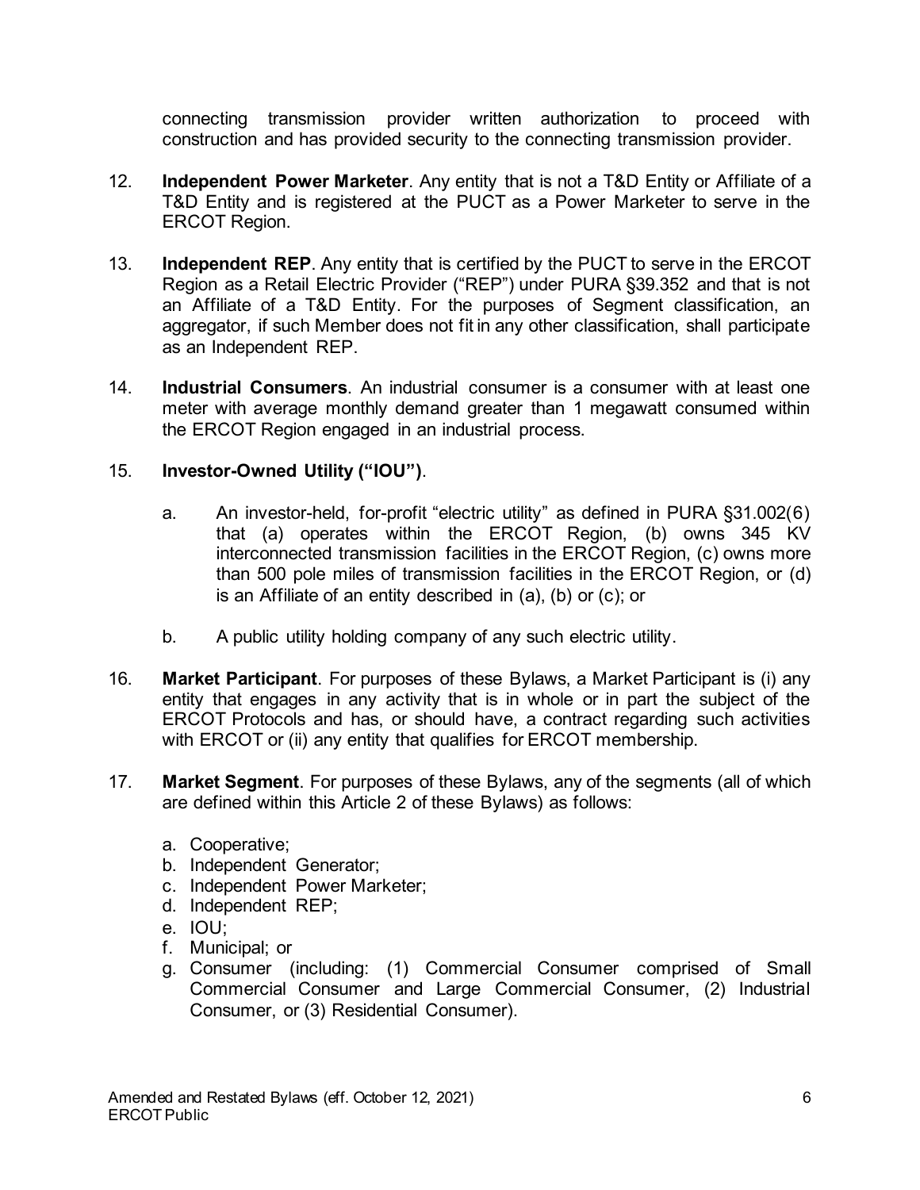connecting transmission provider written authorization to proceed with construction and has provided security to the connecting transmission provider.

12. **Independent Power Marketer**. Any entity that is not a T&D Entity or Affiliate of a T&D Entity and is registered at the PUCT as a Power Marketer to serve in the ERCOT Region.

13. **Independent REP**. Any entity that is certified by the PUCT to serve in the ERCOT Region as a Retail Electric Provider ("REP") under PURA §39.352 and that is not an Affiliate of a T&D Entity. For the purposes of Segment classification, an aggregator, if such Member does not fit in any other classification, shall participate as an Independent REP.

14. **Industrial Consumers**. An industrial consumer is a consumer with at least one meter with average monthly demand greater than 1 megawatt consumed within the ERCOT Region engaged in an industrial process.

15. **Investor-Owned Utility ("IOU")**.

    a. An investor-held, for-profit "electric utility" as defined in PURA §31.002(6) that (a) operates within the ERCOT Region, (b) owns 345 KV interconnected transmission facilities in the ERCOT Region, (c) owns more than 500 pole miles of transmission facilities in the ERCOT Region, or (d) is an Affiliate of an entity described in (a), (b) or (c); or

    b. A public utility holding company of any such electric utility.

16. **Market Participant**. For purposes of these Bylaws, a Market Participant is (i) any entity that engages in any activity that is in whole or in part the subject of the ERCOT Protocols and has, or should have, a contract regarding such activities with ERCOT or (ii) any entity that qualifies for ERCOT membership.

17. **Market Segment**. For purposes of these Bylaws, any of the segments (all of which are defined within this Article 2 of these Bylaws) as follows:

    a. Cooperative;
    b. Independent Generator;
    c. Independent Power Marketer;
    d. Independent REP;
    e. IOU;
    f. Municipal; or
    g. Consumer (including: (1) Commercial Consumer comprised of Small Commercial Consumer and Large Commercial Consumer, (2) Industrial Consumer, or (3) Residential Consumer).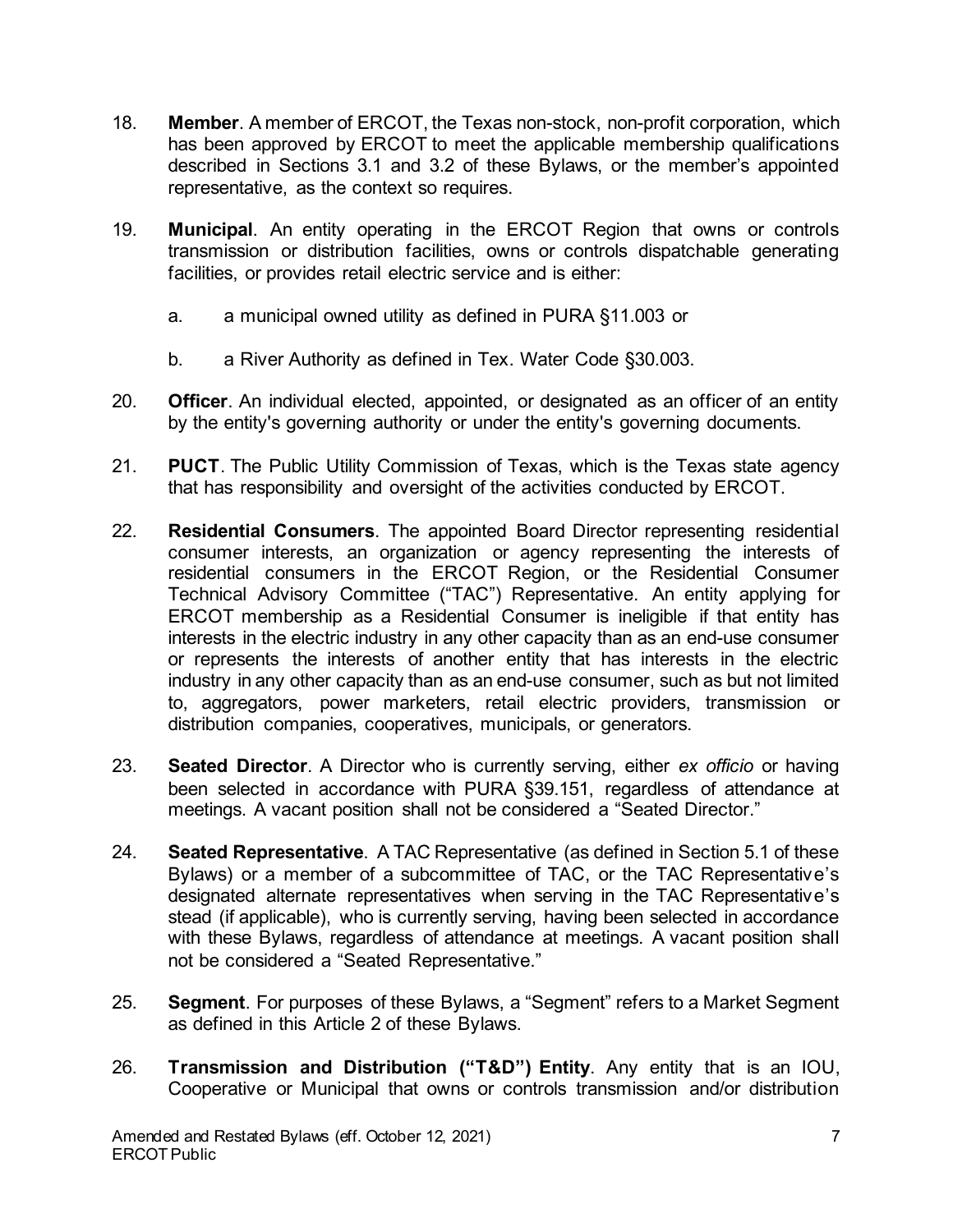18. **Member**. A member of ERCOT, the Texas non-stock, non-profit corporation, which has been approved by ERCOT to meet the applicable membership qualifications described in Sections 3.1 and 3.2 of these Bylaws, or the member's appointed representative, as the context so requires.

19. **Municipal**. An entity operating in the ERCOT Region that owns or controls transmission or distribution facilities, owns or controls dispatchable generating facilities, or provides retail electric service and is either:

    a. a municipal owned utility as defined in PURA §11.003 or

    b. a River Authority as defined in Tex. Water Code §30.003.

20. **Officer**. An individual elected, appointed, or designated as an officer of an entity by the entity's governing authority or under the entity's governing documents.

21. **PUCT**. The Public Utility Commission of Texas, which is the Texas state agency that has responsibility and oversight of the activities conducted by ERCOT.

22. **Residential Consumers**. The appointed Board Director representing residential consumer interests, an organization or agency representing the interests of residential consumers in the ERCOT Region, or the Residential Consumer Technical Advisory Committee ("TAC") Representative. An entity applying for ERCOT membership as a Residential Consumer is ineligible if that entity has interests in the electric industry in any other capacity than as an end-use consumer or represents the interests of another entity that has interests in the electric industry in any other capacity than as an end-use consumer, such as but not limited to, aggregators, power marketers, retail electric providers, transmission or distribution companies, cooperatives, municipals, or generators.

23. **Seated Director**. A Director who is currently serving, either *ex officio* or having been selected in accordance with PURA §39.151, regardless of attendance at meetings. A vacant position shall not be considered a "Seated Director."

24. **Seated Representative**. A TAC Representative (as defined in Section 5.1 of these Bylaws) or a member of a subcommittee of TAC, or the TAC Representative's designated alternate representatives when serving in the TAC Representative's stead (if applicable), who is currently serving, having been selected in accordance with these Bylaws, regardless of attendance at meetings. A vacant position shall not be considered a "Seated Representative."

25. **Segment**. For purposes of these Bylaws, a "Segment" refers to a Market Segment as defined in this Article 2 of these Bylaws.

26. **Transmission and Distribution ("T&D") Entity**. Any entity that is an IOU, Cooperative or Municipal that owns or controls transmission and/or distribution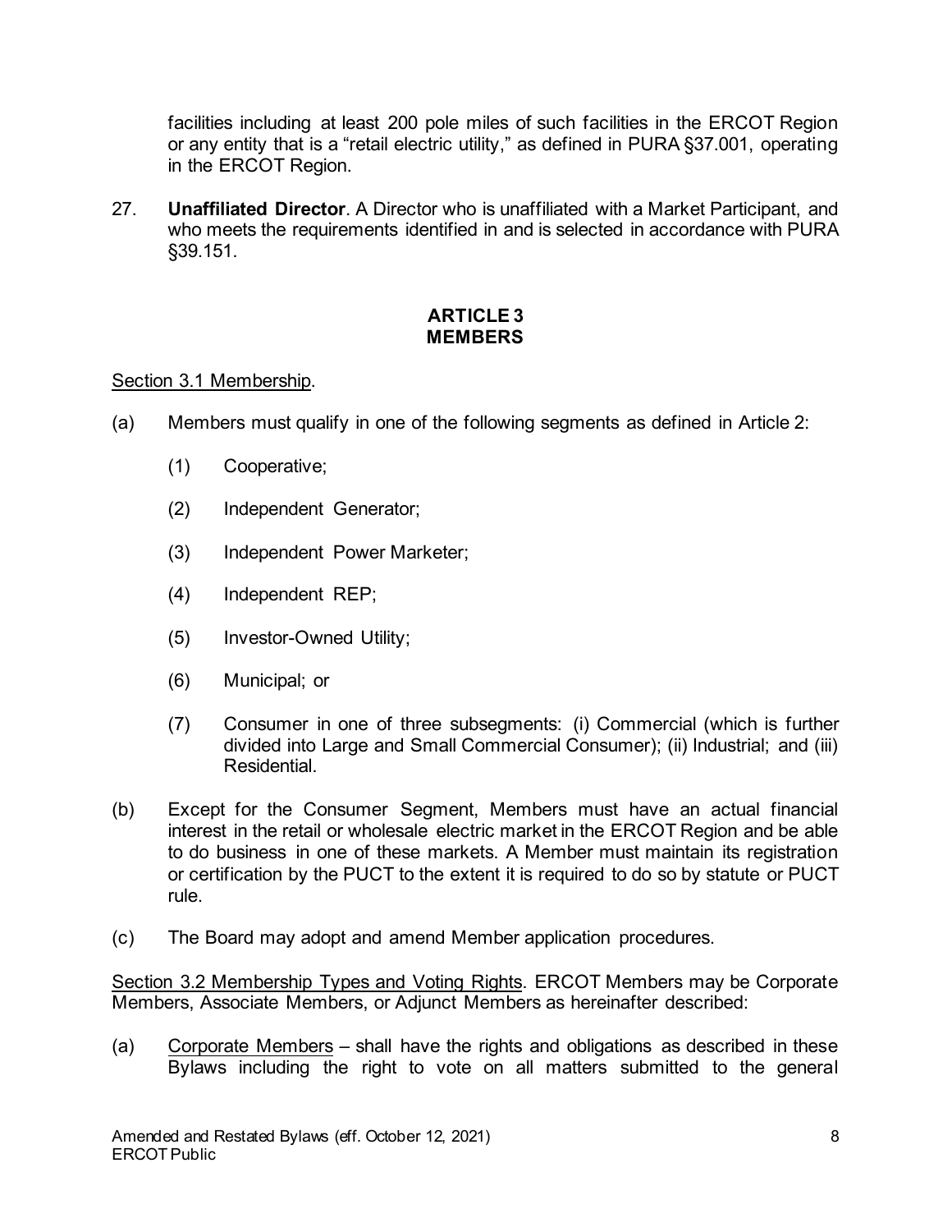facilities including at least 200 pole miles of such facilities in the ERCOT Region or any entity that is a "retail electric utility," as defined in PURA §37.001, operating in the ERCOT Region.

27. **Unaffiliated Director**. A Director who is unaffiliated with a Market Participant, and who meets the requirements identified in and is selected in accordance with PURA §39.151.

## ARTICLE 3
## MEMBERS

Section 3.1 Membership.

(a) Members must qualify in one of the following segments as defined in Article 2:

  (1) Cooperative;

  (2) Independent Generator;

  (3) Independent Power Marketer;

  (4) Independent REP;

  (5) Investor-Owned Utility;

  (6) Municipal; or

  (7) Consumer in one of three subsegments: (i) Commercial (which is further divided into Large and Small Commercial Consumer); (ii) Industrial; and (iii) Residential.

(b) Except for the Consumer Segment, Members must have an actual financial interest in the retail or wholesale electric market in the ERCOT Region and be able to do business in one of these markets. A Member must maintain its registration or certification by the PUCT to the extent it is required to do so by statute or PUCT rule.

(c) The Board may adopt and amend Member application procedures.

Section 3.2 Membership Types and Voting Rights. ERCOT Members may be Corporate Members, Associate Members, or Adjunct Members as hereinafter described:

(a) Corporate Members – shall have the rights and obligations as described in these Bylaws including the right to vote on all matters submitted to the general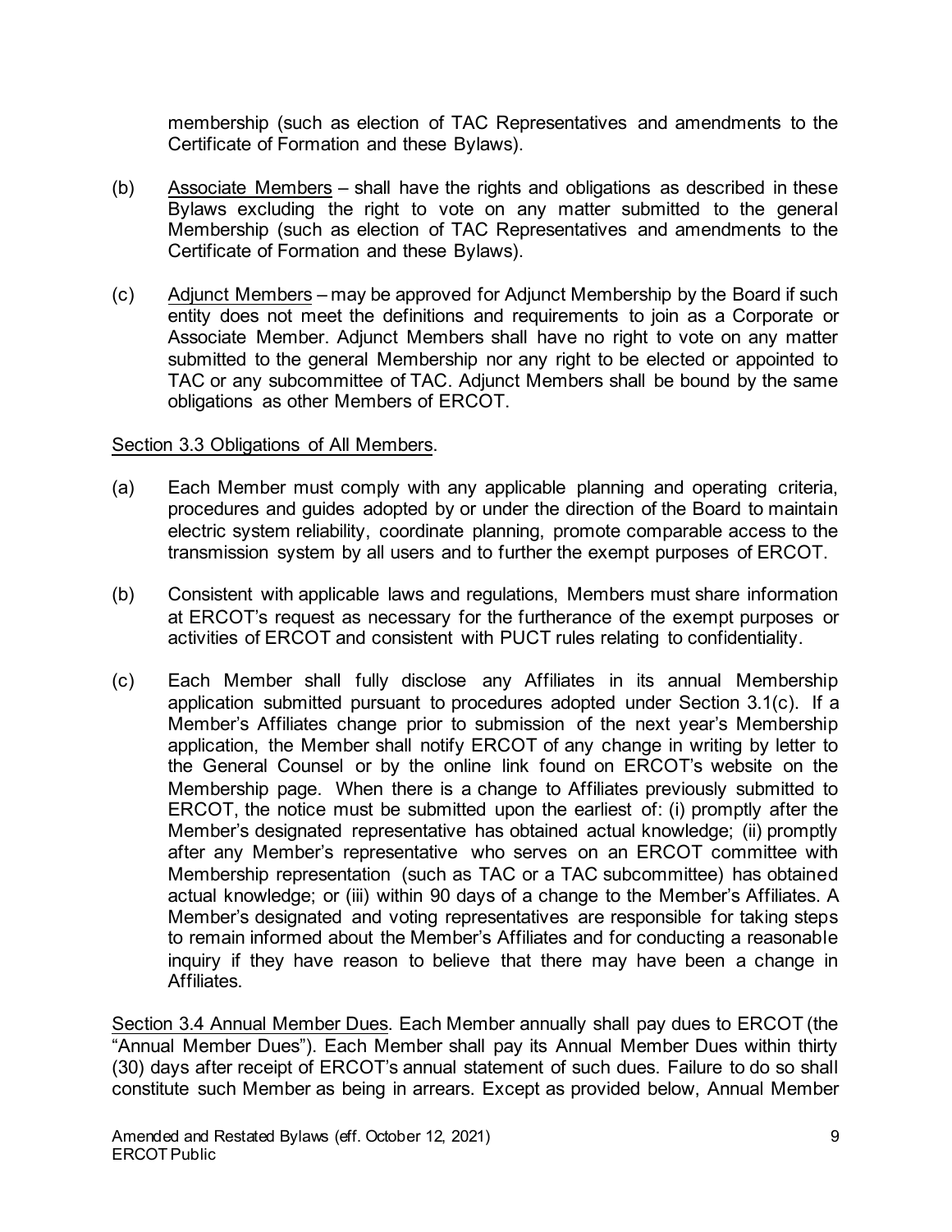membership (such as election of TAC Representatives and amendments to the Certificate of Formation and these Bylaws).

(b) Associate Members – shall have the rights and obligations as described in these Bylaws excluding the right to vote on any matter submitted to the general Membership (such as election of TAC Representatives and amendments to the Certificate of Formation and these Bylaws).

(c) Adjunct Members – may be approved for Adjunct Membership by the Board if such entity does not meet the definitions and requirements to join as a Corporate or Associate Member. Adjunct Members shall have no right to vote on any matter submitted to the general Membership nor any right to be elected or appointed to TAC or any subcommittee of TAC. Adjunct Members shall be bound by the same obligations as other Members of ERCOT.

Section 3.3 Obligations of All Members.

(a) Each Member must comply with any applicable planning and operating criteria, procedures and guides adopted by or under the direction of the Board to maintain electric system reliability, coordinate planning, promote comparable access to the transmission system by all users and to further the exempt purposes of ERCOT.

(b) Consistent with applicable laws and regulations, Members must share information at ERCOT's request as necessary for the furtherance of the exempt purposes or activities of ERCOT and consistent with PUCT rules relating to confidentiality.

(c) Each Member shall fully disclose any Affiliates in its annual Membership application submitted pursuant to procedures adopted under Section 3.1(c). If a Member's Affiliates change prior to submission of the next year's Membership application, the Member shall notify ERCOT of any change in writing by letter to the General Counsel or by the online link found on ERCOT's website on the Membership page. When there is a change to Affiliates previously submitted to ERCOT, the notice must be submitted upon the earliest of: (i) promptly after the Member's designated representative has obtained actual knowledge; (ii) promptly after any Member's representative who serves on an ERCOT committee with Membership representation (such as TAC or a TAC subcommittee) has obtained actual knowledge; or (iii) within 90 days of a change to the Member's Affiliates. A Member's designated and voting representatives are responsible for taking steps to remain informed about the Member's Affiliates and for conducting a reasonable inquiry if they have reason to believe that there may have been a change in Affiliates.

Section 3.4 Annual Member Dues. Each Member annually shall pay dues to ERCOT (the "Annual Member Dues"). Each Member shall pay its Annual Member Dues within thirty (30) days after receipt of ERCOT's annual statement of such dues. Failure to do so shall constitute such Member as being in arrears. Except as provided below, Annual Member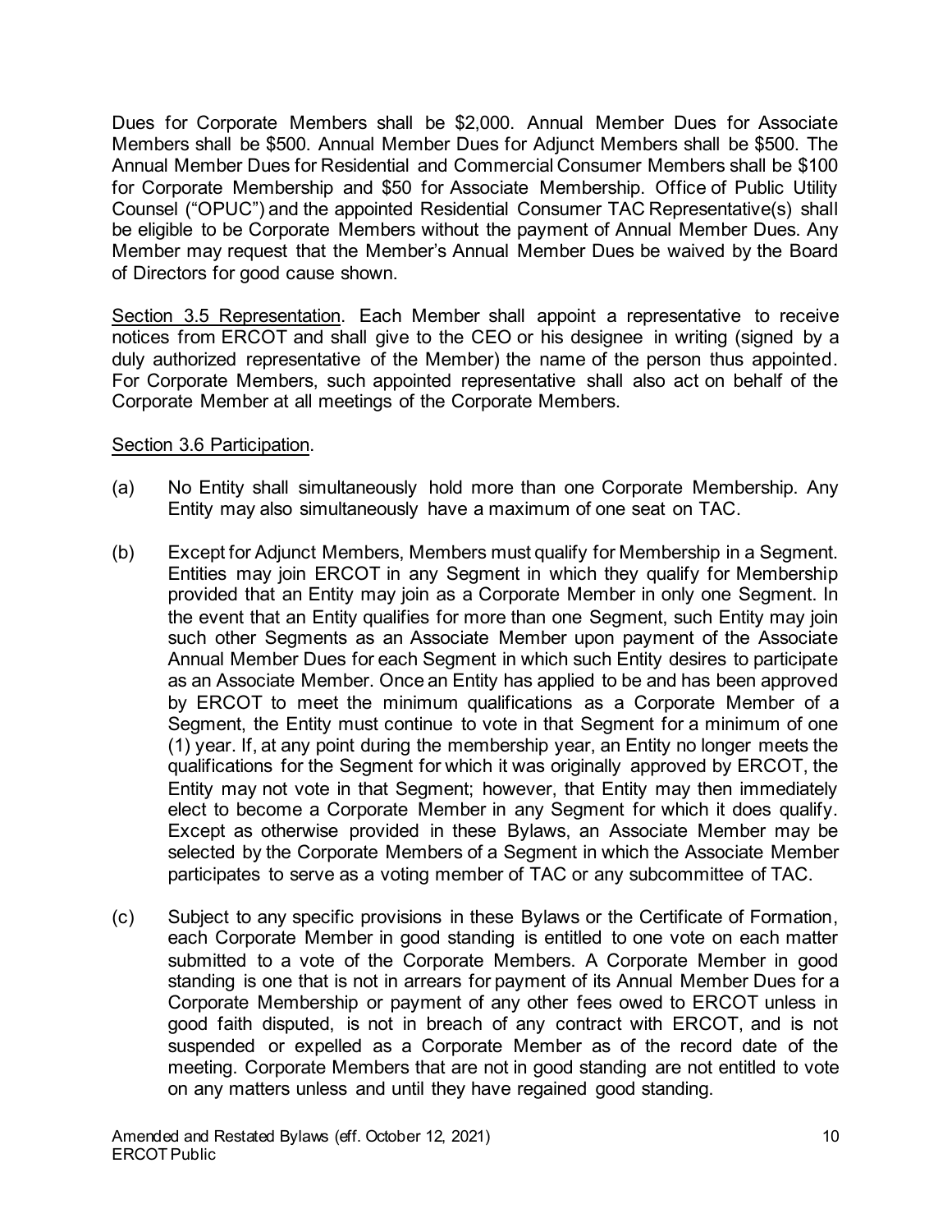Dues for Corporate Members shall be $2,000. Annual Member Dues for Associate Members shall be $500. Annual Member Dues for Adjunct Members shall be $500. The Annual Member Dues for Residential and Commercial Consumer Members shall be $100 for Corporate Membership and $50 for Associate Membership. Office of Public Utility Counsel ("OPUC") and the appointed Residential Consumer TAC Representative(s) shall be eligible to be Corporate Members without the payment of Annual Member Dues. Any Member may request that the Member's Annual Member Dues be waived by the Board of Directors for good cause shown.

<u>Section 3.5 Representation</u>. Each Member shall appoint a representative to receive notices from ERCOT and shall give to the CEO or his designee in writing (signed by a duly authorized representative of the Member) the name of the person thus appointed. For Corporate Members, such appointed representative shall also act on behalf of the Corporate Member at all meetings of the Corporate Members.

<u>Section 3.6 Participation</u>.

(a) No Entity shall simultaneously hold more than one Corporate Membership. Any Entity may also simultaneously have a maximum of one seat on TAC.

(b) Except for Adjunct Members, Members must qualify for Membership in a Segment. Entities may join ERCOT in any Segment in which they qualify for Membership provided that an Entity may join as a Corporate Member in only one Segment. In the event that an Entity qualifies for more than one Segment, such Entity may join such other Segments as an Associate Member upon payment of the Associate Annual Member Dues for each Segment in which such Entity desires to participate as an Associate Member. Once an Entity has applied to be and has been approved by ERCOT to meet the minimum qualifications as a Corporate Member of a Segment, the Entity must continue to vote in that Segment for a minimum of one (1) year. If, at any point during the membership year, an Entity no longer meets the qualifications for the Segment for which it was originally approved by ERCOT, the Entity may not vote in that Segment; however, that Entity may then immediately elect to become a Corporate Member in any Segment for which it does qualify. Except as otherwise provided in these Bylaws, an Associate Member may be selected by the Corporate Members of a Segment in which the Associate Member participates to serve as a voting member of TAC or any subcommittee of TAC.

(c) Subject to any specific provisions in these Bylaws or the Certificate of Formation, each Corporate Member in good standing is entitled to one vote on each matter submitted to a vote of the Corporate Members. A Corporate Member in good standing is one that is not in arrears for payment of its Annual Member Dues for a Corporate Membership or payment of any other fees owed to ERCOT unless in good faith disputed, is not in breach of any contract with ERCOT, and is not suspended or expelled as a Corporate Member as of the record date of the meeting. Corporate Members that are not in good standing are not entitled to vote on any matters unless and until they have regained good standing.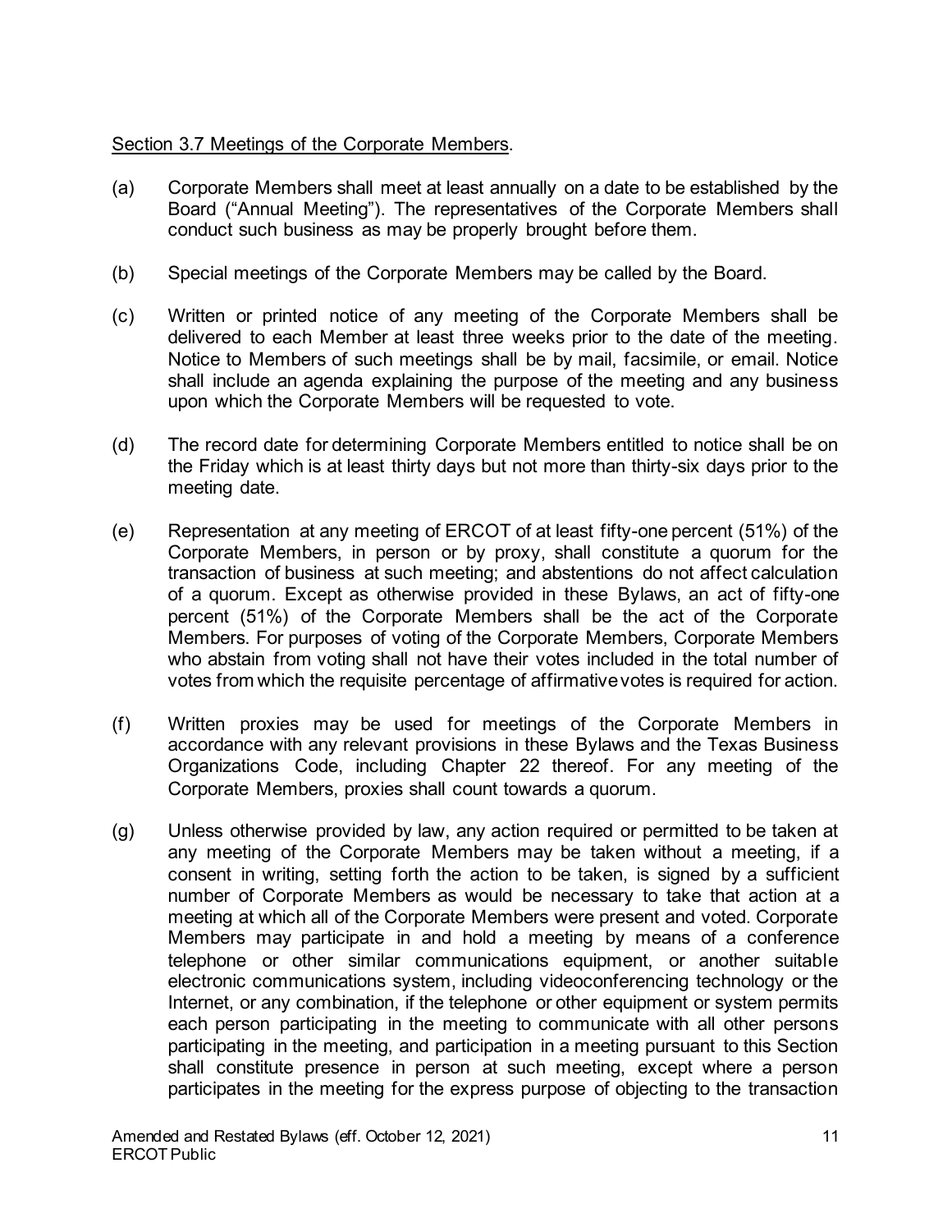<u>Section 3.7 Meetings of the Corporate Members</u>.

(a) Corporate Members shall meet at least annually on a date to be established by the Board ("Annual Meeting"). The representatives of the Corporate Members shall conduct such business as may be properly brought before them.

(b) Special meetings of the Corporate Members may be called by the Board.

(c) Written or printed notice of any meeting of the Corporate Members shall be delivered to each Member at least three weeks prior to the date of the meeting. Notice to Members of such meetings shall be by mail, facsimile, or email. Notice shall include an agenda explaining the purpose of the meeting and any business upon which the Corporate Members will be requested to vote.

(d) The record date for determining Corporate Members entitled to notice shall be on the Friday which is at least thirty days but not more than thirty-six days prior to the meeting date.

(e) Representation at any meeting of ERCOT of at least fifty-one percent (51%) of the Corporate Members, in person or by proxy, shall constitute a quorum for the transaction of business at such meeting; and abstentions do not affect calculation of a quorum. Except as otherwise provided in these Bylaws, an act of fifty-one percent (51%) of the Corporate Members shall be the act of the Corporate Members. For purposes of voting of the Corporate Members, Corporate Members who abstain from voting shall not have their votes included in the total number of votes from which the requisite percentage of affirmative votes is required for action.

(f) Written proxies may be used for meetings of the Corporate Members in accordance with any relevant provisions in these Bylaws and the Texas Business Organizations Code, including Chapter 22 thereof. For any meeting of the Corporate Members, proxies shall count towards a quorum.

(g) Unless otherwise provided by law, any action required or permitted to be taken at any meeting of the Corporate Members may be taken without a meeting, if a consent in writing, setting forth the action to be taken, is signed by a sufficient number of Corporate Members as would be necessary to take that action at a meeting at which all of the Corporate Members were present and voted. Corporate Members may participate in and hold a meeting by means of a conference telephone or other similar communications equipment, or another suitable electronic communications system, including videoconferencing technology or the Internet, or any combination, if the telephone or other equipment or system permits each person participating in the meeting to communicate with all other persons participating in the meeting, and participation in a meeting pursuant to this Section shall constitute presence in person at such meeting, except where a person participates in the meeting for the express purpose of objecting to the transaction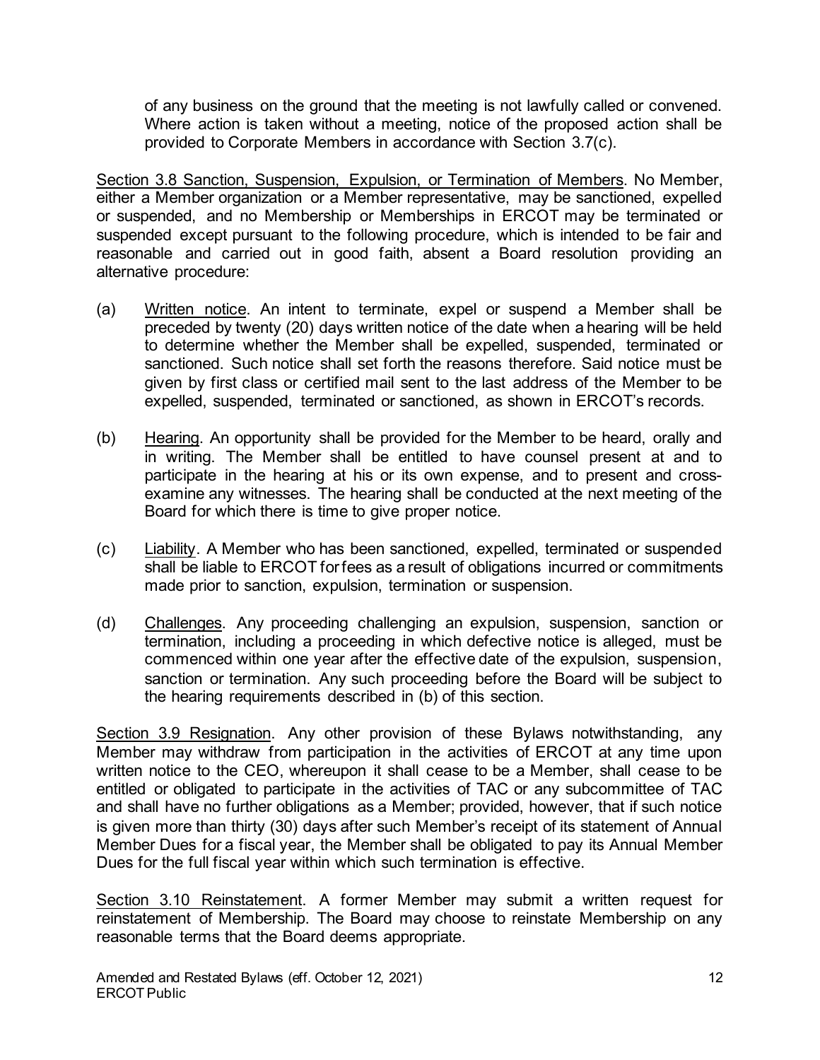of any business on the ground that the meeting is not lawfully called or convened. Where action is taken without a meeting, notice of the proposed action shall be provided to Corporate Members in accordance with Section 3.7(c).

<u>Section 3.8 Sanction, Suspension, Expulsion, or Termination of Members</u>. No Member, either a Member organization or a Member representative, may be sanctioned, expelled or suspended, and no Membership or Memberships in ERCOT may be terminated or suspended except pursuant to the following procedure, which is intended to be fair and reasonable and carried out in good faith, absent a Board resolution providing an alternative procedure:

(a) <u>Written notice</u>. An intent to terminate, expel or suspend a Member shall be preceded by twenty (20) days written notice of the date when a hearing will be held to determine whether the Member shall be expelled, suspended, terminated or sanctioned. Such notice shall set forth the reasons therefore. Said notice must be given by first class or certified mail sent to the last address of the Member to be expelled, suspended, terminated or sanctioned, as shown in ERCOT's records.

(b) <u>Hearing</u>. An opportunity shall be provided for the Member to be heard, orally and in writing. The Member shall be entitled to have counsel present at and to participate in the hearing at his or its own expense, and to present and cross-examine any witnesses. The hearing shall be conducted at the next meeting of the Board for which there is time to give proper notice.

(c) <u>Liability</u>. A Member who has been sanctioned, expelled, terminated or suspended shall be liable to ERCOT for fees as a result of obligations incurred or commitments made prior to sanction, expulsion, termination or suspension.

(d) <u>Challenges</u>. Any proceeding challenging an expulsion, suspension, sanction or termination, including a proceeding in which defective notice is alleged, must be commenced within one year after the effective date of the expulsion, suspension, sanction or termination. Any such proceeding before the Board will be subject to the hearing requirements described in (b) of this section.

<u>Section 3.9 Resignation</u>. Any other provision of these Bylaws notwithstanding, any Member may withdraw from participation in the activities of ERCOT at any time upon written notice to the CEO, whereupon it shall cease to be a Member, shall cease to be entitled or obligated to participate in the activities of TAC or any subcommittee of TAC and shall have no further obligations as a Member; provided, however, that if such notice is given more than thirty (30) days after such Member's receipt of its statement of Annual Member Dues for a fiscal year, the Member shall be obligated to pay its Annual Member Dues for the full fiscal year within which such termination is effective.

<u>Section 3.10 Reinstatement</u>. A former Member may submit a written request for reinstatement of Membership. The Board may choose to reinstate Membership on any reasonable terms that the Board deems appropriate.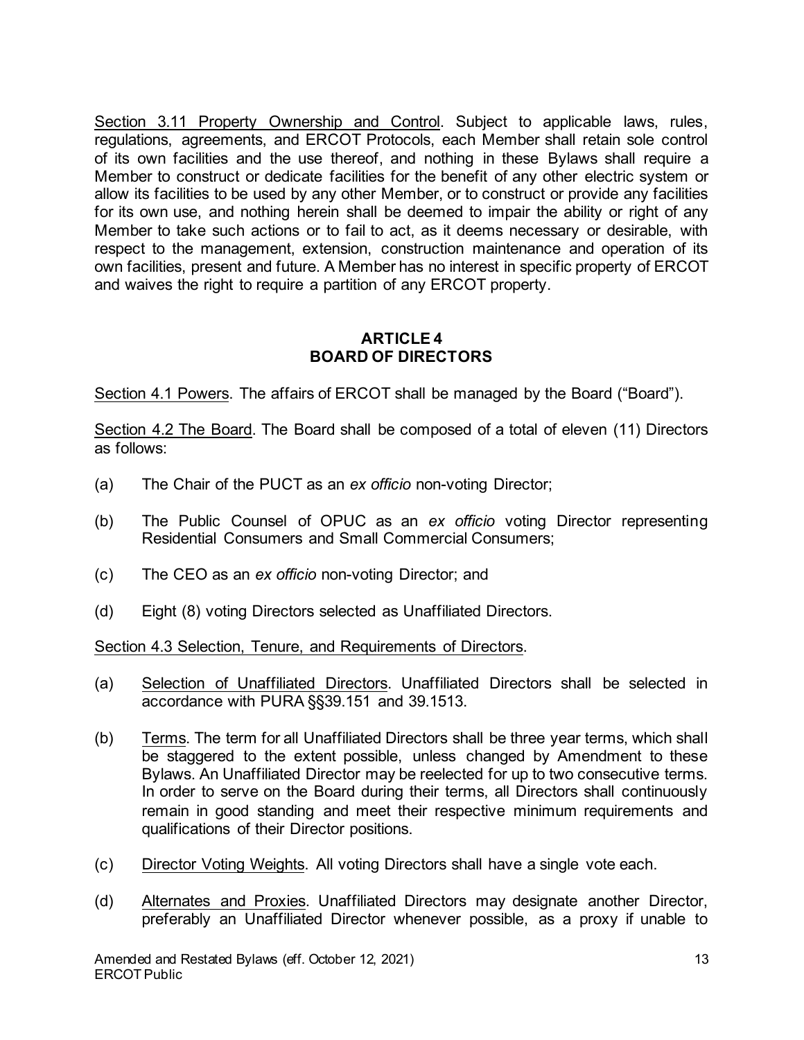Section 3.11 Property Ownership and Control. Subject to applicable laws, rules, regulations, agreements, and ERCOT Protocols, each Member shall retain sole control of its own facilities and the use thereof, and nothing in these Bylaws shall require a Member to construct or dedicate facilities for the benefit of any other electric system or allow its facilities to be used by any other Member, or to construct or provide any facilities for its own use, and nothing herein shall be deemed to impair the ability or right of any Member to take such actions or to fail to act, as it deems necessary or desirable, with respect to the management, extension, construction maintenance and operation of its own facilities, present and future. A Member has no interest in specific property of ERCOT and waives the right to require a partition of any ERCOT property.

## ARTICLE 4
## BOARD OF DIRECTORS

Section 4.1 Powers. The affairs of ERCOT shall be managed by the Board ("Board").

Section 4.2 The Board. The Board shall be composed of a total of eleven (11) Directors as follows:

(a) The Chair of the PUCT as an *ex officio* non-voting Director;

(b) The Public Counsel of OPUC as an *ex officio* voting Director representing Residential Consumers and Small Commercial Consumers;

(c) The CEO as an *ex officio* non-voting Director; and

(d) Eight (8) voting Directors selected as Unaffiliated Directors.

Section 4.3 Selection, Tenure, and Requirements of Directors.

(a) Selection of Unaffiliated Directors. Unaffiliated Directors shall be selected in accordance with PURA §§39.151 and 39.1513.

(b) Terms. The term for all Unaffiliated Directors shall be three year terms, which shall be staggered to the extent possible, unless changed by Amendment to these Bylaws. An Unaffiliated Director may be reelected for up to two consecutive terms. In order to serve on the Board during their terms, all Directors shall continuously remain in good standing and meet their respective minimum requirements and qualifications of their Director positions.

(c) Director Voting Weights. All voting Directors shall have a single vote each.

(d) Alternates and Proxies. Unaffiliated Directors may designate another Director, preferably an Unaffiliated Director whenever possible, as a proxy if unable to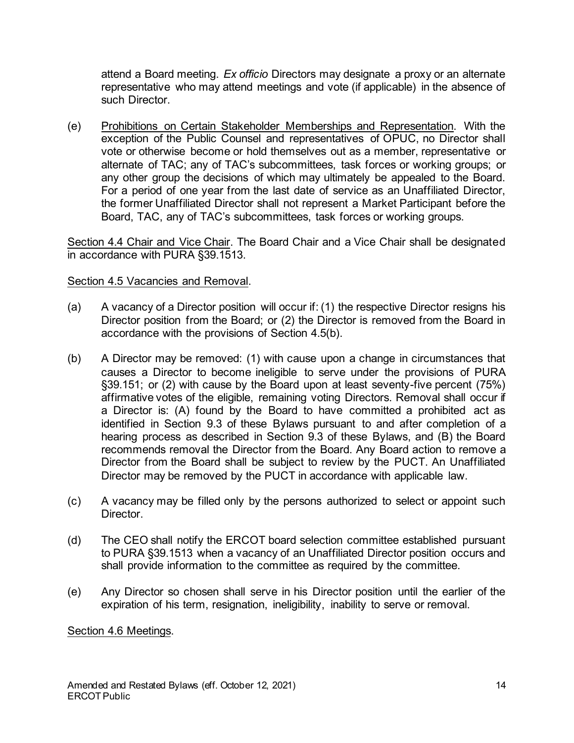attend a Board meeting. *Ex officio* Directors may designate a proxy or an alternate representative who may attend meetings and vote (if applicable) in the absence of such Director.

(e) Prohibitions on Certain Stakeholder Memberships and Representation. With the exception of the Public Counsel and representatives of OPUC, no Director shall vote or otherwise become or hold themselves out as a member, representative or alternate of TAC; any of TAC's subcommittees, task forces or working groups; or any other group the decisions of which may ultimately be appealed to the Board. For a period of one year from the last date of service as an Unaffiliated Director, the former Unaffiliated Director shall not represent a Market Participant before the Board, TAC, any of TAC's subcommittees, task forces or working groups.

Section 4.4 Chair and Vice Chair. The Board Chair and a Vice Chair shall be designated in accordance with PURA §39.1513.

Section 4.5 Vacancies and Removal.

(a) A vacancy of a Director position will occur if: (1) the respective Director resigns his Director position from the Board; or (2) the Director is removed from the Board in accordance with the provisions of Section 4.5(b).

(b) A Director may be removed: (1) with cause upon a change in circumstances that causes a Director to become ineligible to serve under the provisions of PURA §39.151; or (2) with cause by the Board upon at least seventy-five percent (75%) affirmative votes of the eligible, remaining voting Directors. Removal shall occur if a Director is: (A) found by the Board to have committed a prohibited act as identified in Section 9.3 of these Bylaws pursuant to and after completion of a hearing process as described in Section 9.3 of these Bylaws, and (B) the Board recommends removal the Director from the Board. Any Board action to remove a Director from the Board shall be subject to review by the PUCT. An Unaffiliated Director may be removed by the PUCT in accordance with applicable law.

(c) A vacancy may be filled only by the persons authorized to select or appoint such Director.

(d) The CEO shall notify the ERCOT board selection committee established pursuant to PURA §39.1513 when a vacancy of an Unaffiliated Director position occurs and shall provide information to the committee as required by the committee.

(e) Any Director so chosen shall serve in his Director position until the earlier of the expiration of his term, resignation, ineligibility, inability to serve or removal.

Section 4.6 Meetings.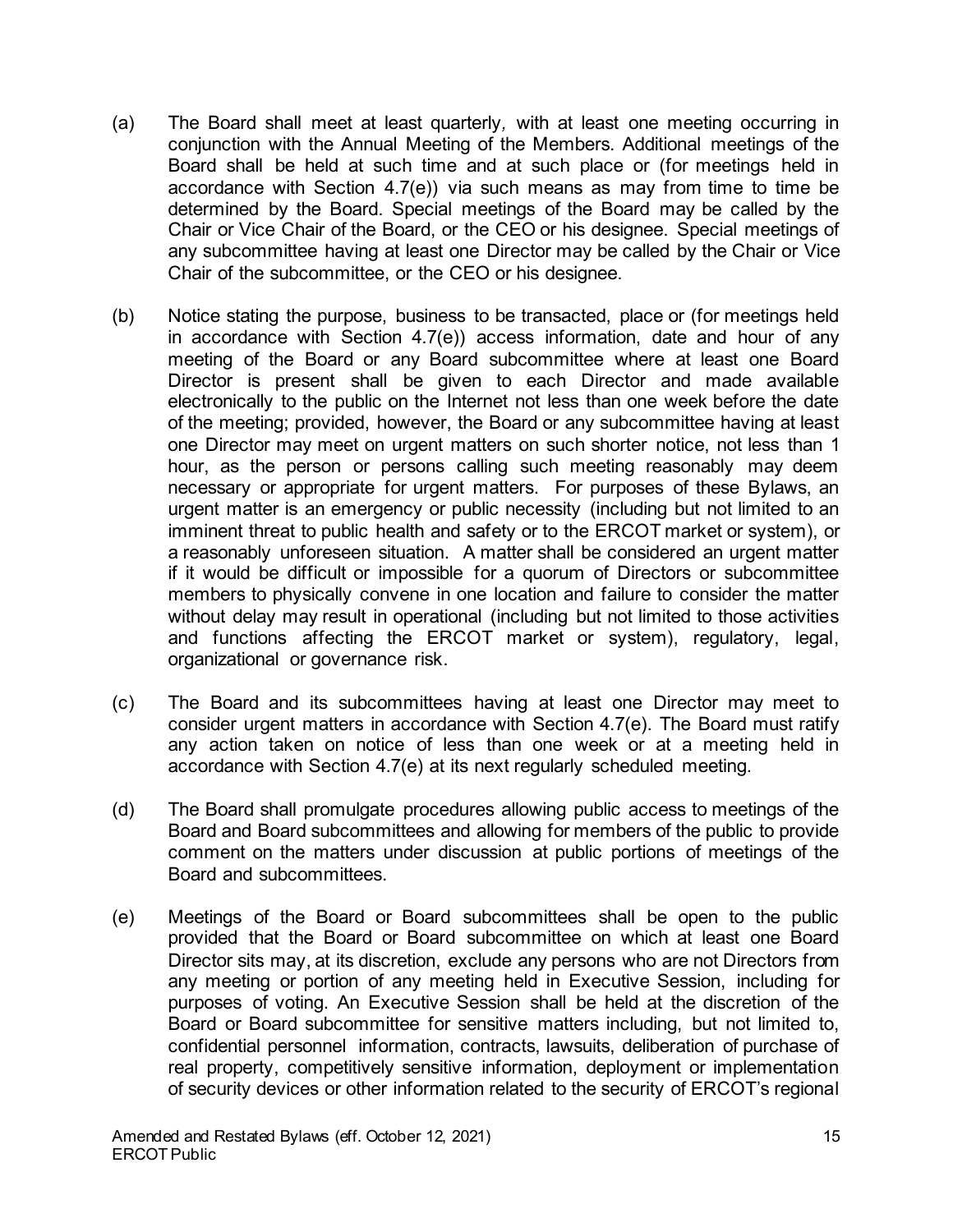(a) The Board shall meet at least quarterly*,* with at least one meeting occurring in conjunction with the Annual Meeting of the Members. Additional meetings of the Board shall be held at such time and at such place or (for meetings held in accordance with Section 4.7(e)) via such means as may from time to time be determined by the Board. Special meetings of the Board may be called by the Chair or Vice Chair of the Board, or the CEO or his designee. Special meetings of any subcommittee having at least one Director may be called by the Chair or Vice Chair of the subcommittee, or the CEO or his designee.

(b) Notice stating the purpose, business to be transacted, place or (for meetings held in accordance with Section 4.7(e)) access information, date and hour of any meeting of the Board or any Board subcommittee where at least one Board Director is present shall be given to each Director and made available electronically to the public on the Internet not less than one week before the date of the meeting; provided, however, the Board or any subcommittee having at least one Director may meet on urgent matters on such shorter notice, not less than 1 hour, as the person or persons calling such meeting reasonably may deem necessary or appropriate for urgent matters. For purposes of these Bylaws, an urgent matter is an emergency or public necessity (including but not limited to an imminent threat to public health and safety or to the ERCOT market or system), or a reasonably unforeseen situation. A matter shall be considered an urgent matter if it would be difficult or impossible for a quorum of Directors or subcommittee members to physically convene in one location and failure to consider the matter without delay may result in operational (including but not limited to those activities and functions affecting the ERCOT market or system), regulatory, legal, organizational or governance risk.

(c) The Board and its subcommittees having at least one Director may meet to consider urgent matters in accordance with Section 4.7(e). The Board must ratify any action taken on notice of less than one week or at a meeting held in accordance with Section 4.7(e) at its next regularly scheduled meeting.

(d) The Board shall promulgate procedures allowing public access to meetings of the Board and Board subcommittees and allowing for members of the public to provide comment on the matters under discussion at public portions of meetings of the Board and subcommittees.

(e) Meetings of the Board or Board subcommittees shall be open to the public provided that the Board or Board subcommittee on which at least one Board Director sits may, at its discretion, exclude any persons who are not Directors from any meeting or portion of any meeting held in Executive Session, including for purposes of voting. An Executive Session shall be held at the discretion of the Board or Board subcommittee for sensitive matters including, but not limited to, confidential personnel information, contracts, lawsuits, deliberation of purchase of real property, competitively sensitive information, deployment or implementation of security devices or other information related to the security of ERCOT's regional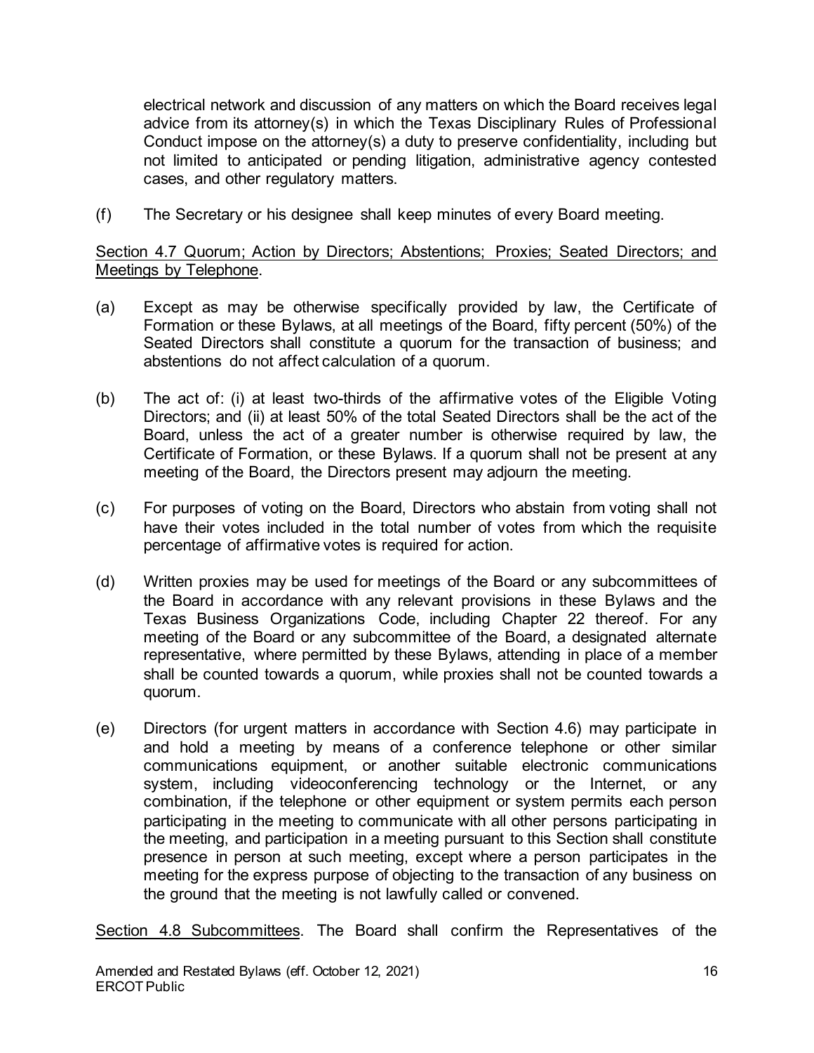electrical network and discussion of any matters on which the Board receives legal advice from its attorney(s) in which the Texas Disciplinary Rules of Professional Conduct impose on the attorney(s) a duty to preserve confidentiality, including but not limited to anticipated or pending litigation, administrative agency contested cases, and other regulatory matters.

(f) The Secretary or his designee shall keep minutes of every Board meeting.

<u>Section 4.7 Quorum; Action by Directors; Abstentions; Proxies; Seated Directors; and Meetings by Telephone</u>.

(a) Except as may be otherwise specifically provided by law, the Certificate of Formation or these Bylaws, at all meetings of the Board, fifty percent (50%) of the Seated Directors shall constitute a quorum for the transaction of business; and abstentions do not affect calculation of a quorum.

(b) The act of: (i) at least two-thirds of the affirmative votes of the Eligible Voting Directors; and (ii) at least 50% of the total Seated Directors shall be the act of the Board, unless the act of a greater number is otherwise required by law, the Certificate of Formation, or these Bylaws. If a quorum shall not be present at any meeting of the Board, the Directors present may adjourn the meeting.

(c) For purposes of voting on the Board, Directors who abstain from voting shall not have their votes included in the total number of votes from which the requisite percentage of affirmative votes is required for action.

(d) Written proxies may be used for meetings of the Board or any subcommittees of the Board in accordance with any relevant provisions in these Bylaws and the Texas Business Organizations Code, including Chapter 22 thereof. For any meeting of the Board or any subcommittee of the Board, a designated alternate representative, where permitted by these Bylaws, attending in place of a member shall be counted towards a quorum, while proxies shall not be counted towards a quorum.

(e) Directors (for urgent matters in accordance with Section 4.6) may participate in and hold a meeting by means of a conference telephone or other similar communications equipment, or another suitable electronic communications system, including videoconferencing technology or the Internet, or any combination, if the telephone or other equipment or system permits each person participating in the meeting to communicate with all other persons participating in the meeting, and participation in a meeting pursuant to this Section shall constitute presence in person at such meeting, except where a person participates in the meeting for the express purpose of objecting to the transaction of any business on the ground that the meeting is not lawfully called or convened.

<u>Section 4.8 Subcommittees</u>. The Board shall confirm the Representatives of the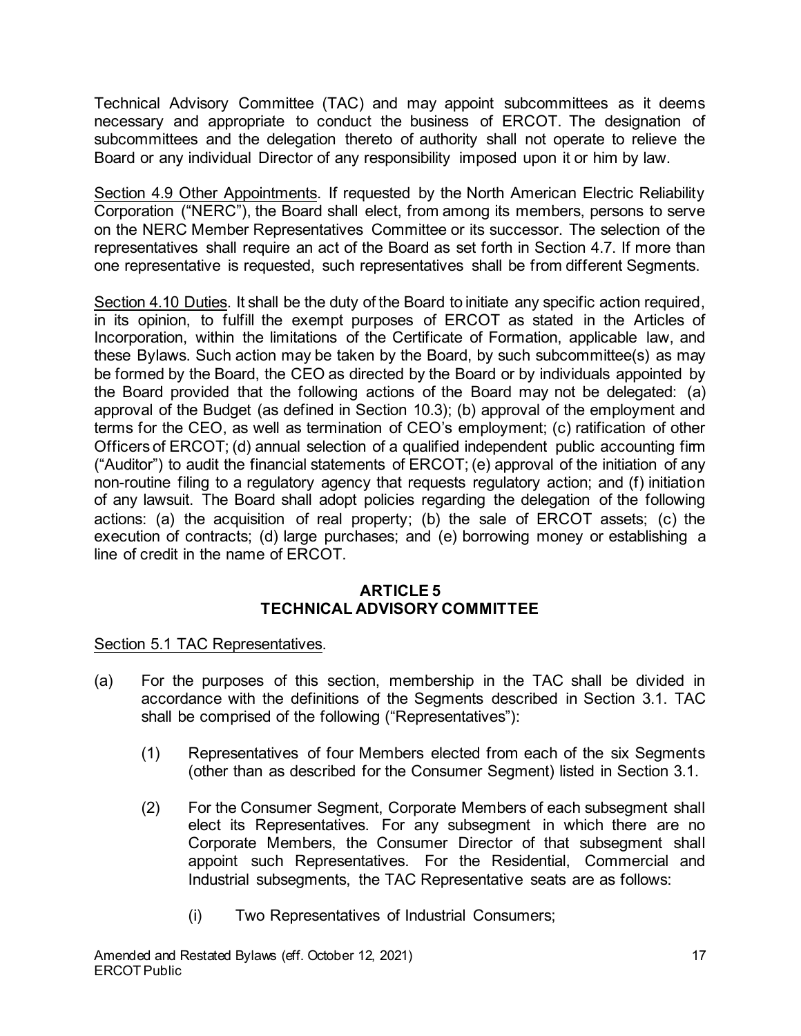Technical Advisory Committee (TAC) and may appoint subcommittees as it deems necessary and appropriate to conduct the business of ERCOT. The designation of subcommittees and the delegation thereto of authority shall not operate to relieve the Board or any individual Director of any responsibility imposed upon it or him by law.

<u>Section 4.9 Other Appointments</u>. If requested by the North American Electric Reliability Corporation ("NERC"), the Board shall elect, from among its members, persons to serve on the NERC Member Representatives Committee or its successor. The selection of the representatives shall require an act of the Board as set forth in Section 4.7. If more than one representative is requested, such representatives shall be from different Segments.

<u>Section 4.10 Duties</u>. It shall be the duty of the Board to initiate any specific action required, in its opinion, to fulfill the exempt purposes of ERCOT as stated in the Articles of Incorporation, within the limitations of the Certificate of Formation, applicable law, and these Bylaws. Such action may be taken by the Board, by such subcommittee(s) as may be formed by the Board, the CEO as directed by the Board or by individuals appointed by the Board provided that the following actions of the Board may not be delegated: (a) approval of the Budget (as defined in Section 10.3); (b) approval of the employment and terms for the CEO, as well as termination of CEO's employment; (c) ratification of other Officers of ERCOT; (d) annual selection of a qualified independent public accounting firm ("Auditor") to audit the financial statements of ERCOT; (e) approval of the initiation of any non-routine filing to a regulatory agency that requests regulatory action; and (f) initiation of any lawsuit. The Board shall adopt policies regarding the delegation of the following actions: (a) the acquisition of real property; (b) the sale of ERCOT assets; (c) the execution of contracts; (d) large purchases; and (e) borrowing money or establishing a line of credit in the name of ERCOT.

## ARTICLE 5
## TECHNICAL ADVISORY COMMITTEE

<u>Section 5.1 TAC Representatives</u>.

(a) For the purposes of this section, membership in the TAC shall be divided in accordance with the definitions of the Segments described in Section 3.1. TAC shall be comprised of the following ("Representatives"):

   (1) Representatives of four Members elected from each of the six Segments (other than as described for the Consumer Segment) listed in Section 3.1.

   (2) For the Consumer Segment, Corporate Members of each subsegment shall elect its Representatives. For any subsegment in which there are no Corporate Members, the Consumer Director of that subsegment shall appoint such Representatives. For the Residential, Commercial and Industrial subsegments, the TAC Representative seats are as follows:

      (i) Two Representatives of Industrial Consumers;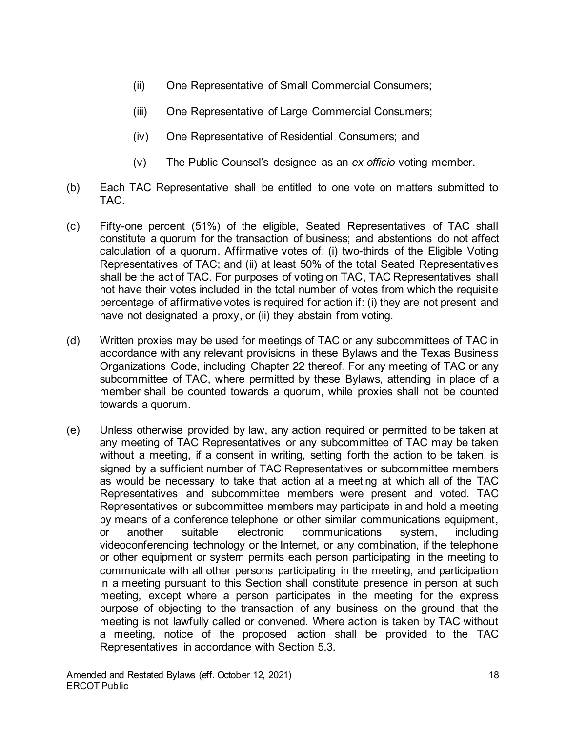(ii) One Representative of Small Commercial Consumers;

(iii) One Representative of Large Commercial Consumers;

(iv) One Representative of Residential Consumers; and

(v) The Public Counsel's designee as an *ex officio* voting member.

(b) Each TAC Representative shall be entitled to one vote on matters submitted to TAC.

(c) Fifty-one percent (51%) of the eligible, Seated Representatives of TAC shall constitute a quorum for the transaction of business; and abstentions do not affect calculation of a quorum. Affirmative votes of: (i) two-thirds of the Eligible Voting Representatives of TAC; and (ii) at least 50% of the total Seated Representatives shall be the act of TAC. For purposes of voting on TAC, TAC Representatives shall not have their votes included in the total number of votes from which the requisite percentage of affirmative votes is required for action if: (i) they are not present and have not designated a proxy, or (ii) they abstain from voting.

(d) Written proxies may be used for meetings of TAC or any subcommittees of TAC in accordance with any relevant provisions in these Bylaws and the Texas Business Organizations Code, including Chapter 22 thereof. For any meeting of TAC or any subcommittee of TAC, where permitted by these Bylaws, attending in place of a member shall be counted towards a quorum, while proxies shall not be counted towards a quorum.

(e) Unless otherwise provided by law, any action required or permitted to be taken at any meeting of TAC Representatives or any subcommittee of TAC may be taken without a meeting, if a consent in writing, setting forth the action to be taken, is signed by a sufficient number of TAC Representatives or subcommittee members as would be necessary to take that action at a meeting at which all of the TAC Representatives and subcommittee members were present and voted. TAC Representatives or subcommittee members may participate in and hold a meeting by means of a conference telephone or other similar communications equipment, or another suitable electronic communications system, including videoconferencing technology or the Internet, or any combination, if the telephone or other equipment or system permits each person participating in the meeting to communicate with all other persons participating in the meeting, and participation in a meeting pursuant to this Section shall constitute presence in person at such meeting, except where a person participates in the meeting for the express purpose of objecting to the transaction of any business on the ground that the meeting is not lawfully called or convened. Where action is taken by TAC without a meeting, notice of the proposed action shall be provided to the TAC Representatives in accordance with Section 5.3.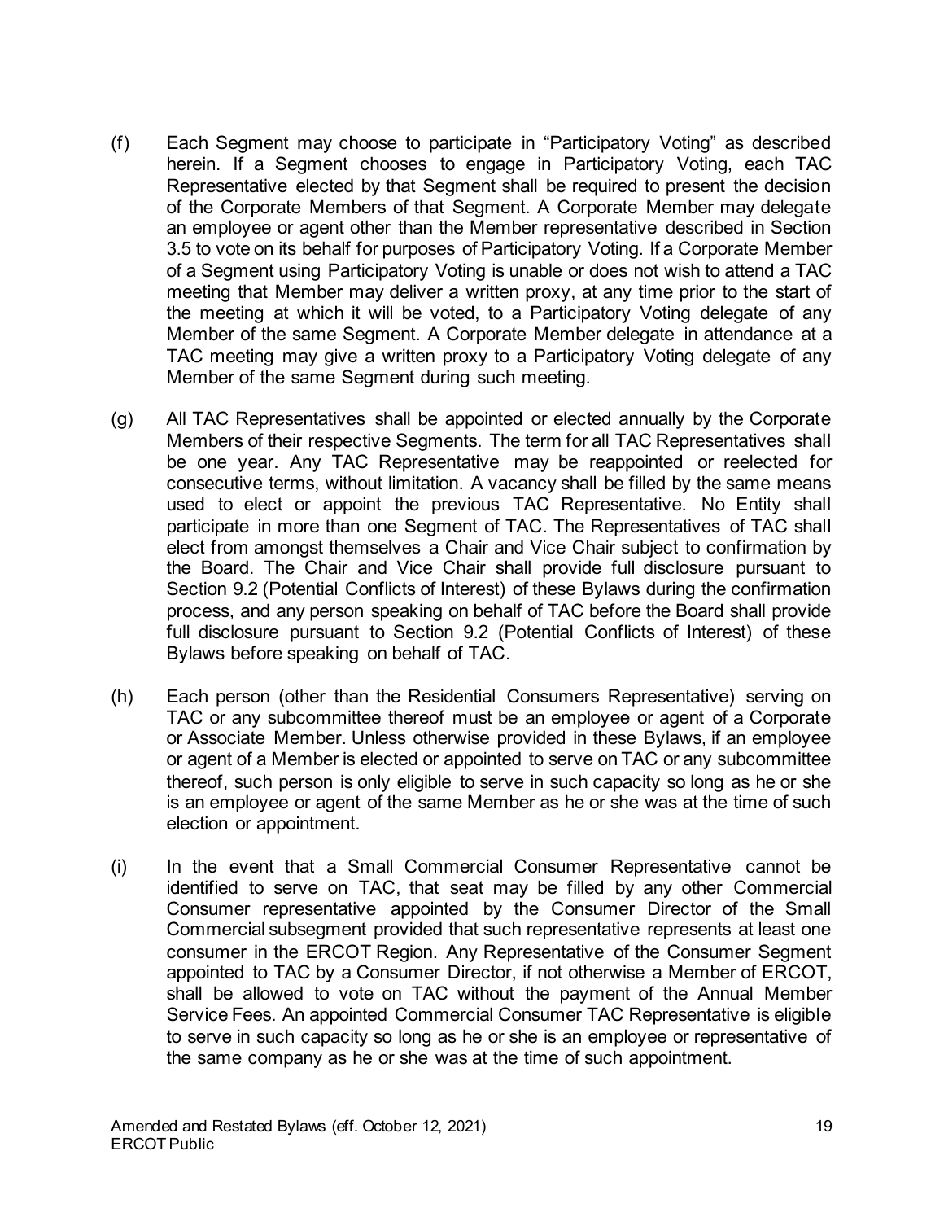(f) Each Segment may choose to participate in "Participatory Voting" as described herein. If a Segment chooses to engage in Participatory Voting, each TAC Representative elected by that Segment shall be required to present the decision of the Corporate Members of that Segment. A Corporate Member may delegate an employee or agent other than the Member representative described in Section 3.5 to vote on its behalf for purposes of Participatory Voting. If a Corporate Member of a Segment using Participatory Voting is unable or does not wish to attend a TAC meeting that Member may deliver a written proxy, at any time prior to the start of the meeting at which it will be voted, to a Participatory Voting delegate of any Member of the same Segment. A Corporate Member delegate in attendance at a TAC meeting may give a written proxy to a Participatory Voting delegate of any Member of the same Segment during such meeting.

(g) All TAC Representatives shall be appointed or elected annually by the Corporate Members of their respective Segments. The term for all TAC Representatives shall be one year. Any TAC Representative may be reappointed or reelected for consecutive terms, without limitation. A vacancy shall be filled by the same means used to elect or appoint the previous TAC Representative. No Entity shall participate in more than one Segment of TAC. The Representatives of TAC shall elect from amongst themselves a Chair and Vice Chair subject to confirmation by the Board. The Chair and Vice Chair shall provide full disclosure pursuant to Section 9.2 (Potential Conflicts of Interest) of these Bylaws during the confirmation process, and any person speaking on behalf of TAC before the Board shall provide full disclosure pursuant to Section 9.2 (Potential Conflicts of Interest) of these Bylaws before speaking on behalf of TAC.

(h) Each person (other than the Residential Consumers Representative) serving on TAC or any subcommittee thereof must be an employee or agent of a Corporate or Associate Member. Unless otherwise provided in these Bylaws, if an employee or agent of a Member is elected or appointed to serve on TAC or any subcommittee thereof, such person is only eligible to serve in such capacity so long as he or she is an employee or agent of the same Member as he or she was at the time of such election or appointment.

(i) In the event that a Small Commercial Consumer Representative cannot be identified to serve on TAC, that seat may be filled by any other Commercial Consumer representative appointed by the Consumer Director of the Small Commercial subsegment provided that such representative represents at least one consumer in the ERCOT Region. Any Representative of the Consumer Segment appointed to TAC by a Consumer Director, if not otherwise a Member of ERCOT, shall be allowed to vote on TAC without the payment of the Annual Member Service Fees. An appointed Commercial Consumer TAC Representative is eligible to serve in such capacity so long as he or she is an employee or representative of the same company as he or she was at the time of such appointment.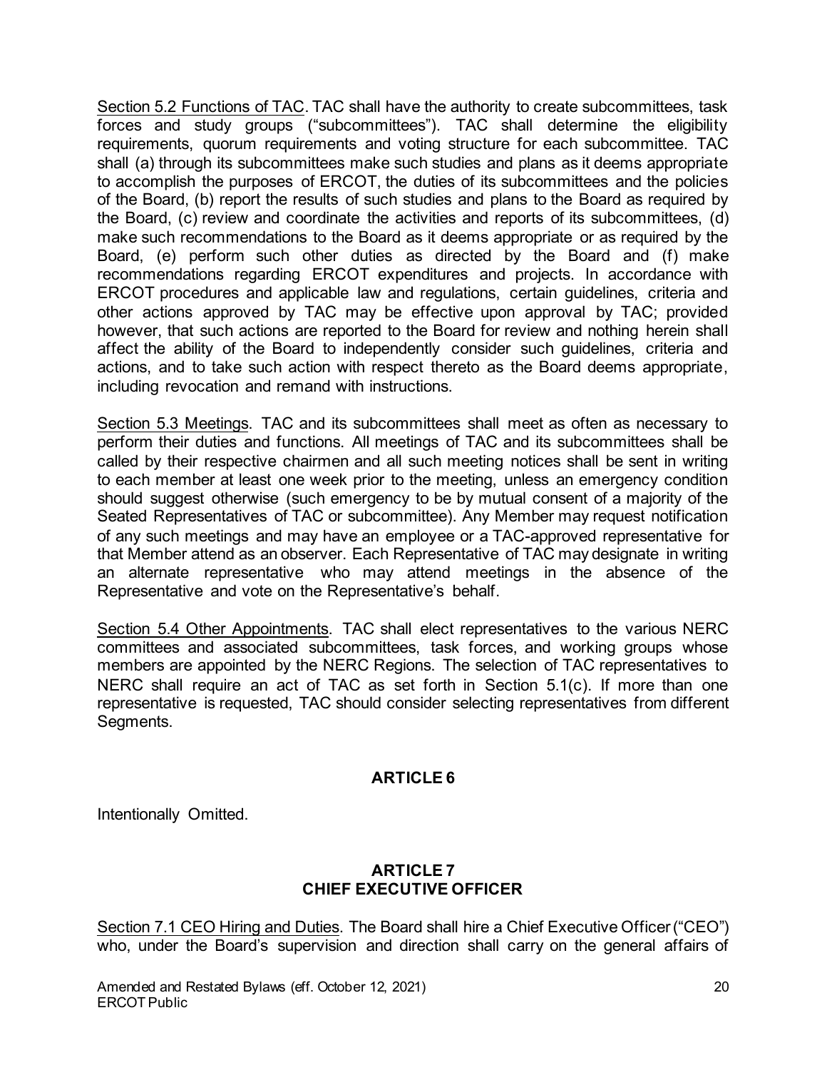Section 5.2 Functions of TAC. TAC shall have the authority to create subcommittees, task forces and study groups ("subcommittees"). TAC shall determine the eligibility requirements, quorum requirements and voting structure for each subcommittee. TAC shall (a) through its subcommittees make such studies and plans as it deems appropriate to accomplish the purposes of ERCOT, the duties of its subcommittees and the policies of the Board, (b) report the results of such studies and plans to the Board as required by the Board, (c) review and coordinate the activities and reports of its subcommittees, (d) make such recommendations to the Board as it deems appropriate or as required by the Board, (e) perform such other duties as directed by the Board and (f) make recommendations regarding ERCOT expenditures and projects. In accordance with ERCOT procedures and applicable law and regulations, certain guidelines, criteria and other actions approved by TAC may be effective upon approval by TAC; provided however, that such actions are reported to the Board for review and nothing herein shall affect the ability of the Board to independently consider such guidelines, criteria and actions, and to take such action with respect thereto as the Board deems appropriate, including revocation and remand with instructions.

Section 5.3 Meetings. TAC and its subcommittees shall meet as often as necessary to perform their duties and functions. All meetings of TAC and its subcommittees shall be called by their respective chairmen and all such meeting notices shall be sent in writing to each member at least one week prior to the meeting, unless an emergency condition should suggest otherwise (such emergency to be by mutual consent of a majority of the Seated Representatives of TAC or subcommittee). Any Member may request notification of any such meetings and may have an employee or a TAC-approved representative for that Member attend as an observer. Each Representative of TAC may designate in writing an alternate representative who may attend meetings in the absence of the Representative and vote on the Representative's behalf.

Section 5.4 Other Appointments. TAC shall elect representatives to the various NERC committees and associated subcommittees, task forces, and working groups whose members are appointed by the NERC Regions. The selection of TAC representatives to NERC shall require an act of TAC as set forth in Section 5.1(c). If more than one representative is requested, TAC should consider selecting representatives from different Segments.

## ARTICLE 6

Intentionally Omitted.

## ARTICLE 7
## CHIEF EXECUTIVE OFFICER

Section 7.1 CEO Hiring and Duties. The Board shall hire a Chief Executive Officer ("CEO") who, under the Board's supervision and direction shall carry on the general affairs of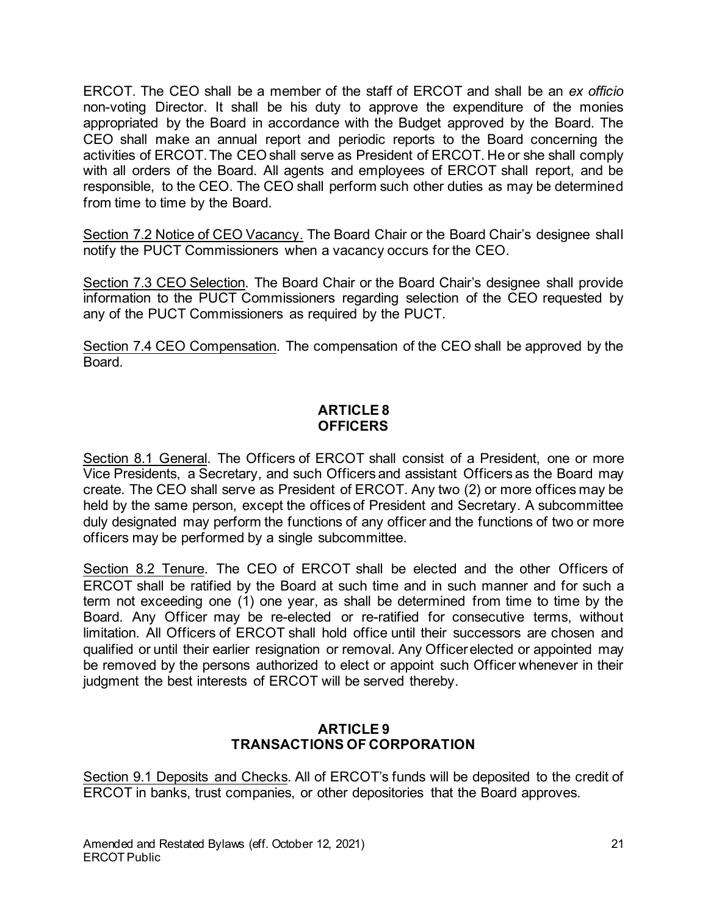ERCOT. The CEO shall be a member of the staff of ERCOT and shall be an *ex officio* non-voting Director. It shall be his duty to approve the expenditure of the monies appropriated by the Board in accordance with the Budget approved by the Board. The CEO shall make an annual report and periodic reports to the Board concerning the activities of ERCOT. The CEO shall serve as President of ERCOT. He or she shall comply with all orders of the Board. All agents and employees of ERCOT shall report, and be responsible, to the CEO. The CEO shall perform such other duties as may be determined from time to time by the Board.

Section 7.2 Notice of CEO Vacancy. The Board Chair or the Board Chair's designee shall notify the PUCT Commissioners when a vacancy occurs for the CEO.

Section 7.3 CEO Selection. The Board Chair or the Board Chair's designee shall provide information to the PUCT Commissioners regarding selection of the CEO requested by any of the PUCT Commissioners as required by the PUCT.

Section 7.4 CEO Compensation. The compensation of the CEO shall be approved by the Board.

## ARTICLE 8
## OFFICERS

Section 8.1 General. The Officers of ERCOT shall consist of a President, one or more Vice Presidents, a Secretary, and such Officers and assistant Officers as the Board may create. The CEO shall serve as President of ERCOT. Any two (2) or more offices may be held by the same person, except the offices of President and Secretary. A subcommittee duly designated may perform the functions of any officer and the functions of two or more officers may be performed by a single subcommittee.

Section 8.2 Tenure. The CEO of ERCOT shall be elected and the other Officers of ERCOT shall be ratified by the Board at such time and in such manner and for such a term not exceeding one (1) one year, as shall be determined from time to time by the Board. Any Officer may be re-elected or re-ratified for consecutive terms, without limitation. All Officers of ERCOT shall hold office until their successors are chosen and qualified or until their earlier resignation or removal. Any Officer elected or appointed may be removed by the persons authorized to elect or appoint such Officer whenever in their judgment the best interests of ERCOT will be served thereby.

## ARTICLE 9
## TRANSACTIONS OF CORPORATION

Section 9.1 Deposits and Checks. All of ERCOT's funds will be deposited to the credit of ERCOT in banks, trust companies, or other depositories that the Board approves.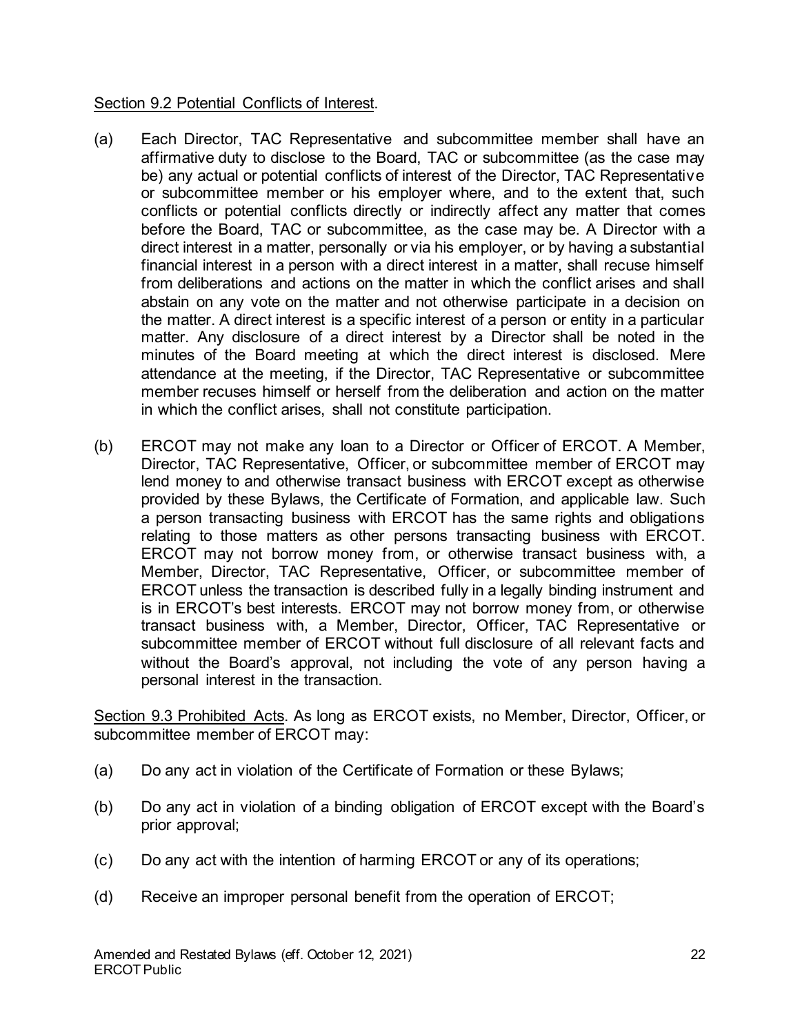Section 9.2 Potential Conflicts of Interest.

(a) Each Director, TAC Representative and subcommittee member shall have an affirmative duty to disclose to the Board, TAC or subcommittee (as the case may be) any actual or potential conflicts of interest of the Director, TAC Representative or subcommittee member or his employer where, and to the extent that, such conflicts or potential conflicts directly or indirectly affect any matter that comes before the Board, TAC or subcommittee, as the case may be. A Director with a direct interest in a matter, personally or via his employer, or by having a substantial financial interest in a person with a direct interest in a matter, shall recuse himself from deliberations and actions on the matter in which the conflict arises and shall abstain on any vote on the matter and not otherwise participate in a decision on the matter. A direct interest is a specific interest of a person or entity in a particular matter. Any disclosure of a direct interest by a Director shall be noted in the minutes of the Board meeting at which the direct interest is disclosed. Mere attendance at the meeting, if the Director, TAC Representative or subcommittee member recuses himself or herself from the deliberation and action on the matter in which the conflict arises, shall not constitute participation.

(b) ERCOT may not make any loan to a Director or Officer of ERCOT. A Member, Director, TAC Representative, Officer, or subcommittee member of ERCOT may lend money to and otherwise transact business with ERCOT except as otherwise provided by these Bylaws, the Certificate of Formation, and applicable law. Such a person transacting business with ERCOT has the same rights and obligations relating to those matters as other persons transacting business with ERCOT. ERCOT may not borrow money from, or otherwise transact business with, a Member, Director, TAC Representative, Officer, or subcommittee member of ERCOT unless the transaction is described fully in a legally binding instrument and is in ERCOT's best interests. ERCOT may not borrow money from, or otherwise transact business with, a Member, Director, Officer, TAC Representative or subcommittee member of ERCOT without full disclosure of all relevant facts and without the Board's approval, not including the vote of any person having a personal interest in the transaction.

Section 9.3 Prohibited Acts. As long as ERCOT exists, no Member, Director, Officer, or subcommittee member of ERCOT may:

(a) Do any act in violation of the Certificate of Formation or these Bylaws;

(b) Do any act in violation of a binding obligation of ERCOT except with the Board's prior approval;

(c) Do any act with the intention of harming ERCOT or any of its operations;

(d) Receive an improper personal benefit from the operation of ERCOT;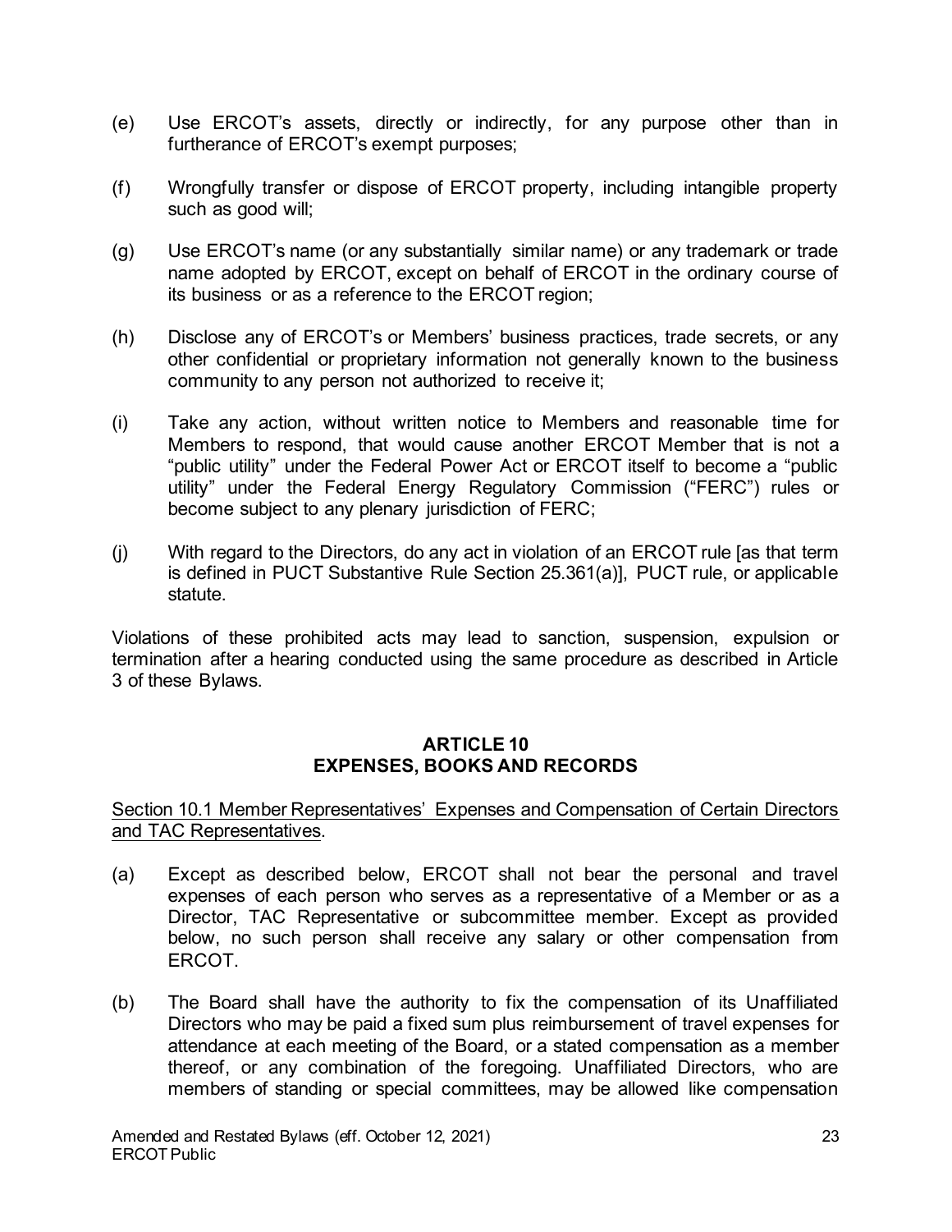(e) Use ERCOT's assets, directly or indirectly, for any purpose other than in furtherance of ERCOT's exempt purposes;

(f) Wrongfully transfer or dispose of ERCOT property, including intangible property such as good will;

(g) Use ERCOT's name (or any substantially similar name) or any trademark or trade name adopted by ERCOT, except on behalf of ERCOT in the ordinary course of its business or as a reference to the ERCOT region;

(h) Disclose any of ERCOT's or Members' business practices, trade secrets, or any other confidential or proprietary information not generally known to the business community to any person not authorized to receive it;

(i) Take any action, without written notice to Members and reasonable time for Members to respond, that would cause another ERCOT Member that is not a "public utility" under the Federal Power Act or ERCOT itself to become a "public utility" under the Federal Energy Regulatory Commission ("FERC") rules or become subject to any plenary jurisdiction of FERC;

(j) With regard to the Directors, do any act in violation of an ERCOT rule [as that term is defined in PUCT Substantive Rule Section 25.361(a)], PUCT rule, or applicable statute.

Violations of these prohibited acts may lead to sanction, suspension, expulsion or termination after a hearing conducted using the same procedure as described in Article 3 of these Bylaws.

## ARTICLE 10
## EXPENSES, BOOKS AND RECORDS

<u>Section 10.1 Member Representatives' Expenses and Compensation of Certain Directors and TAC Representatives</u>.

(a) Except as described below, ERCOT shall not bear the personal and travel expenses of each person who serves as a representative of a Member or as a Director, TAC Representative or subcommittee member. Except as provided below, no such person shall receive any salary or other compensation from ERCOT.

(b) The Board shall have the authority to fix the compensation of its Unaffiliated Directors who may be paid a fixed sum plus reimbursement of travel expenses for attendance at each meeting of the Board, or a stated compensation as a member thereof, or any combination of the foregoing. Unaffiliated Directors, who are members of standing or special committees, may be allowed like compensation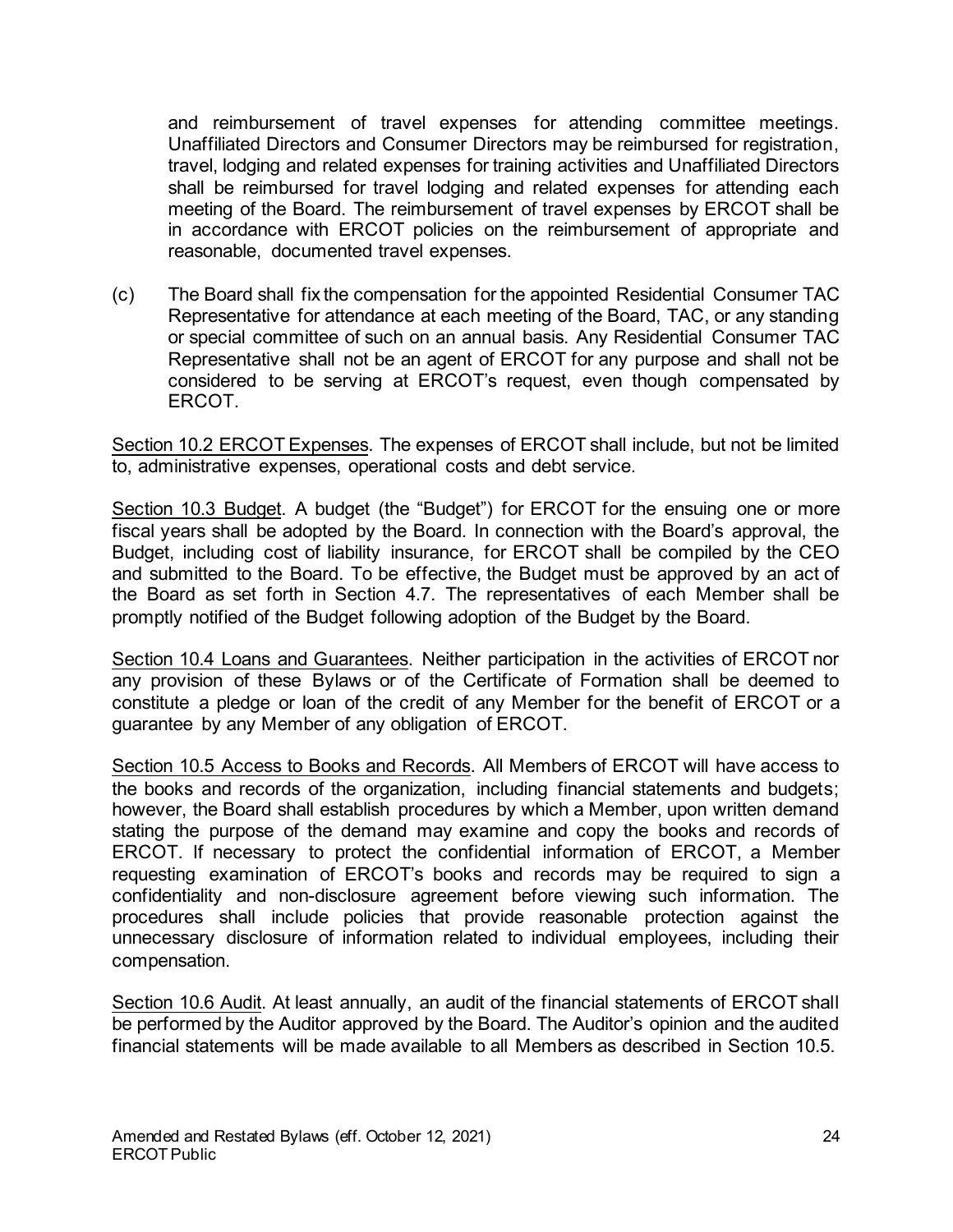and reimbursement of travel expenses for attending committee meetings. Unaffiliated Directors and Consumer Directors may be reimbursed for registration, travel, lodging and related expenses for training activities and Unaffiliated Directors shall be reimbursed for travel lodging and related expenses for attending each meeting of the Board. The reimbursement of travel expenses by ERCOT shall be in accordance with ERCOT policies on the reimbursement of appropriate and reasonable, documented travel expenses.

(c) The Board shall fix the compensation for the appointed Residential Consumer TAC Representative for attendance at each meeting of the Board, TAC, or any standing or special committee of such on an annual basis. Any Residential Consumer TAC Representative shall not be an agent of ERCOT for any purpose and shall not be considered to be serving at ERCOT's request, even though compensated by ERCOT.

Section 10.2 ERCOT Expenses. The expenses of ERCOT shall include, but not be limited to, administrative expenses, operational costs and debt service.

Section 10.3 Budget. A budget (the "Budget") for ERCOT for the ensuing one or more fiscal years shall be adopted by the Board. In connection with the Board's approval, the Budget, including cost of liability insurance, for ERCOT shall be compiled by the CEO and submitted to the Board. To be effective, the Budget must be approved by an act of the Board as set forth in Section 4.7. The representatives of each Member shall be promptly notified of the Budget following adoption of the Budget by the Board.

Section 10.4 Loans and Guarantees. Neither participation in the activities of ERCOT nor any provision of these Bylaws or of the Certificate of Formation shall be deemed to constitute a pledge or loan of the credit of any Member for the benefit of ERCOT or a guarantee by any Member of any obligation of ERCOT.

Section 10.5 Access to Books and Records. All Members of ERCOT will have access to the books and records of the organization, including financial statements and budgets; however, the Board shall establish procedures by which a Member, upon written demand stating the purpose of the demand may examine and copy the books and records of ERCOT. If necessary to protect the confidential information of ERCOT, a Member requesting examination of ERCOT's books and records may be required to sign a confidentiality and non-disclosure agreement before viewing such information. The procedures shall include policies that provide reasonable protection against the unnecessary disclosure of information related to individual employees, including their compensation.

Section 10.6 Audit. At least annually, an audit of the financial statements of ERCOT shall be performed by the Auditor approved by the Board. The Auditor's opinion and the audited financial statements will be made available to all Members as described in Section 10.5.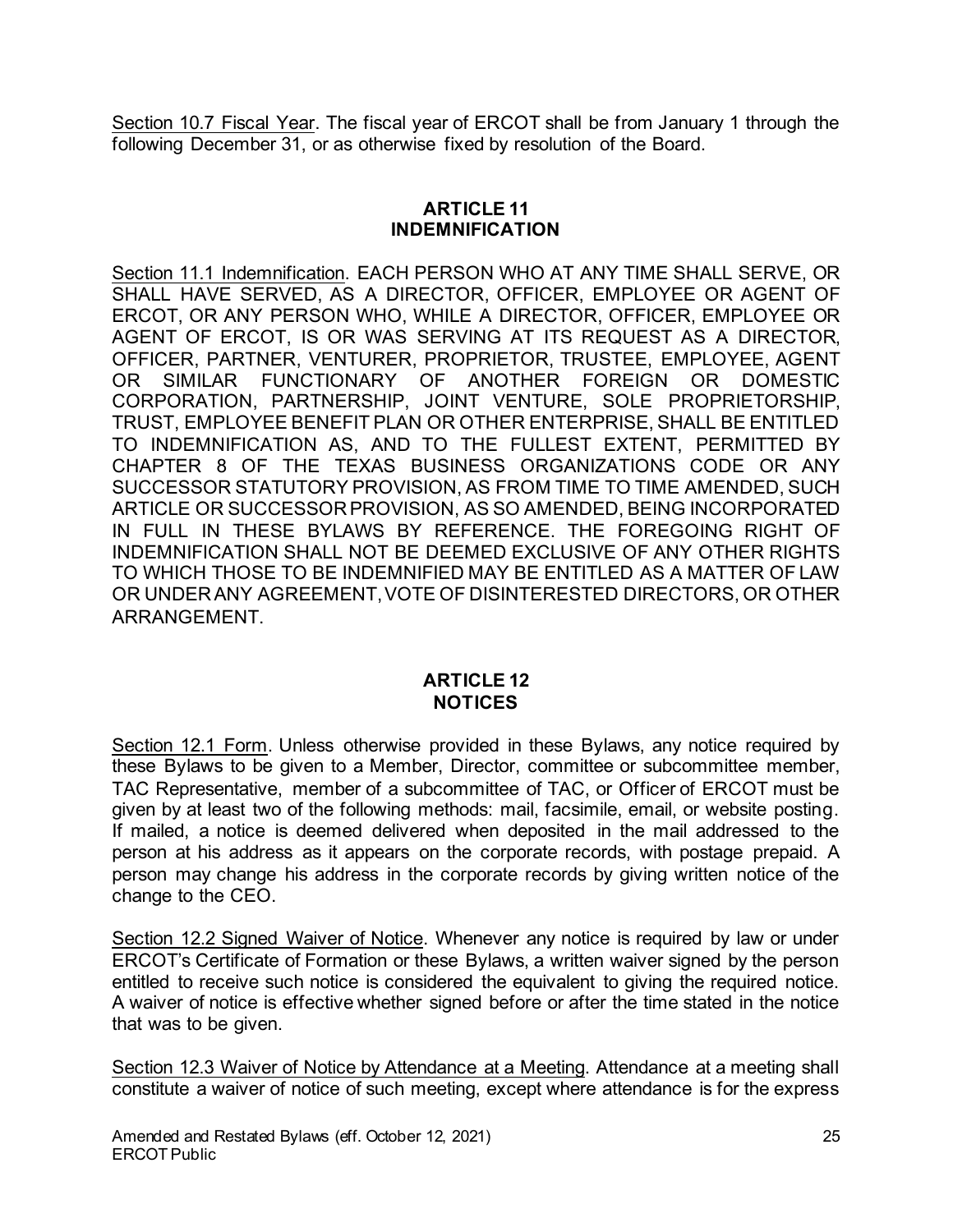<u>Section 10.7 Fiscal Year</u>. The fiscal year of ERCOT shall be from January 1 through the following December 31, or as otherwise fixed by resolution of the Board.

## ARTICLE 11
## INDEMNIFICATION

<u>Section 11.1 Indemnification</u>. EACH PERSON WHO AT ANY TIME SHALL SERVE, OR SHALL HAVE SERVED, AS A DIRECTOR, OFFICER, EMPLOYEE OR AGENT OF ERCOT, OR ANY PERSON WHO, WHILE A DIRECTOR, OFFICER, EMPLOYEE OR AGENT OF ERCOT, IS OR WAS SERVING AT ITS REQUEST AS A DIRECTOR, OFFICER, PARTNER, VENTURER, PROPRIETOR, TRUSTEE, EMPLOYEE, AGENT OR SIMILAR FUNCTIONARY OF ANOTHER FOREIGN OR DOMESTIC CORPORATION, PARTNERSHIP, JOINT VENTURE, SOLE PROPRIETORSHIP, TRUST, EMPLOYEE BENEFIT PLAN OR OTHER ENTERPRISE, SHALL BE ENTITLED TO INDEMNIFICATION AS, AND TO THE FULLEST EXTENT, PERMITTED BY CHAPTER 8 OF THE TEXAS BUSINESS ORGANIZATIONS CODE OR ANY SUCCESSOR STATUTORY PROVISION, AS FROM TIME TO TIME AMENDED, SUCH ARTICLE OR SUCCESSOR PROVISION, AS SO AMENDED, BEING INCORPORATED IN FULL IN THESE BYLAWS BY REFERENCE. THE FOREGOING RIGHT OF INDEMNIFICATION SHALL NOT BE DEEMED EXCLUSIVE OF ANY OTHER RIGHTS TO WHICH THOSE TO BE INDEMNIFIED MAY BE ENTITLED AS A MATTER OF LAW OR UNDER ANY AGREEMENT, VOTE OF DISINTERESTED DIRECTORS, OR OTHER ARRANGEMENT.

## ARTICLE 12
## NOTICES

<u>Section 12.1 Form</u>. Unless otherwise provided in these Bylaws, any notice required by these Bylaws to be given to a Member, Director, committee or subcommittee member, TAC Representative, member of a subcommittee of TAC, or Officer of ERCOT must be given by at least two of the following methods: mail, facsimile, email, or website posting. If mailed, a notice is deemed delivered when deposited in the mail addressed to the person at his address as it appears on the corporate records, with postage prepaid. A person may change his address in the corporate records by giving written notice of the change to the CEO.

<u>Section 12.2 Signed Waiver of Notice</u>. Whenever any notice is required by law or under ERCOT's Certificate of Formation or these Bylaws, a written waiver signed by the person entitled to receive such notice is considered the equivalent to giving the required notice. A waiver of notice is effective whether signed before or after the time stated in the notice that was to be given.

<u>Section 12.3 Waiver of Notice by Attendance at a Meeting</u>. Attendance at a meeting shall constitute a waiver of notice of such meeting, except where attendance is for the express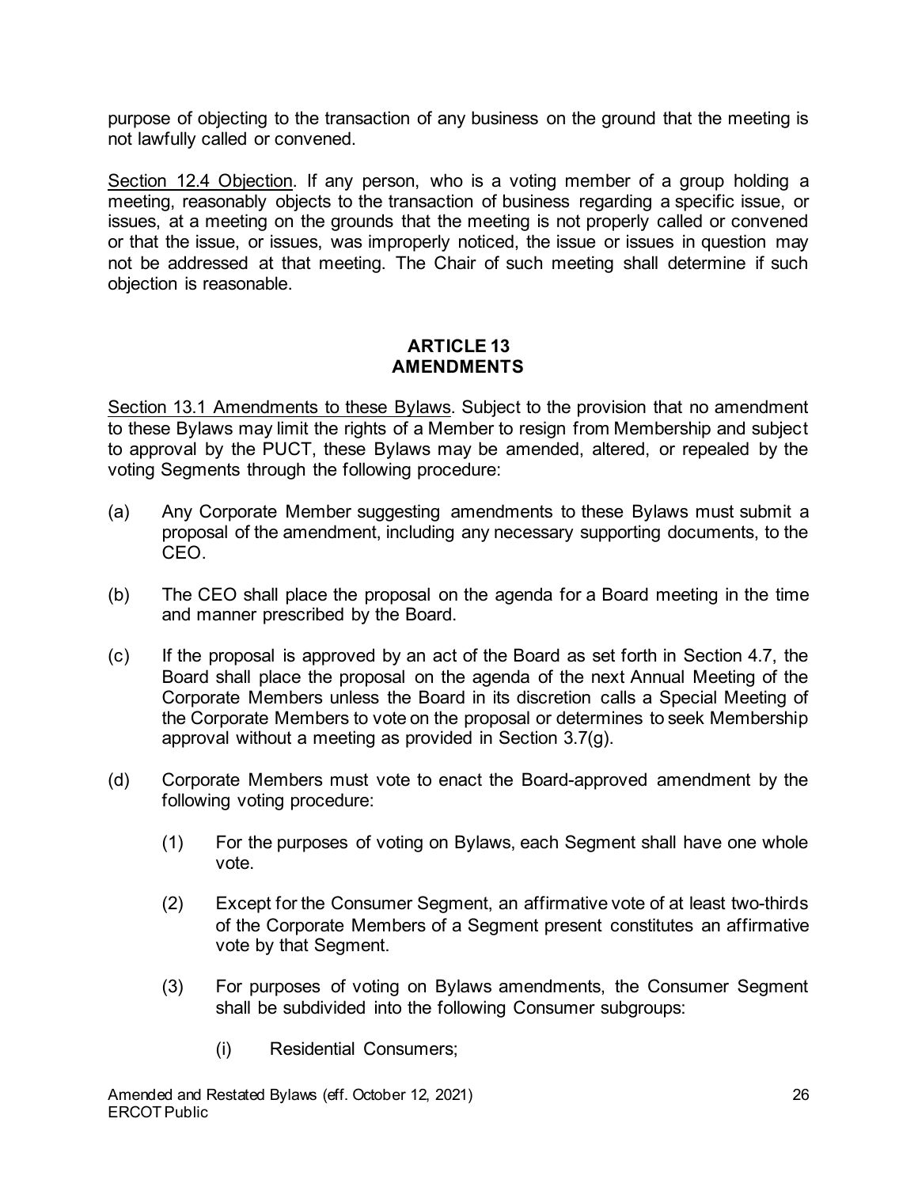purpose of objecting to the transaction of any business on the ground that the meeting is not lawfully called or convened.

Section 12.4 Objection. If any person, who is a voting member of a group holding a meeting, reasonably objects to the transaction of business regarding a specific issue, or issues, at a meeting on the grounds that the meeting is not properly called or convened or that the issue, or issues, was improperly noticed, the issue or issues in question may not be addressed at that meeting. The Chair of such meeting shall determine if such objection is reasonable.

## ARTICLE 13
## AMENDMENTS

Section 13.1 Amendments to these Bylaws. Subject to the provision that no amendment to these Bylaws may limit the rights of a Member to resign from Membership and subject to approval by the PUCT, these Bylaws may be amended, altered, or repealed by the voting Segments through the following procedure:

(a) Any Corporate Member suggesting amendments to these Bylaws must submit a proposal of the amendment, including any necessary supporting documents, to the CEO.

(b) The CEO shall place the proposal on the agenda for a Board meeting in the time and manner prescribed by the Board.

(c) If the proposal is approved by an act of the Board as set forth in Section 4.7, the Board shall place the proposal on the agenda of the next Annual Meeting of the Corporate Members unless the Board in its discretion calls a Special Meeting of the Corporate Members to vote on the proposal or determines to seek Membership approval without a meeting as provided in Section 3.7(g).

(d) Corporate Members must vote to enact the Board-approved amendment by the following voting procedure:

    (1) For the purposes of voting on Bylaws, each Segment shall have one whole vote.

    (2) Except for the Consumer Segment, an affirmative vote of at least two-thirds of the Corporate Members of a Segment present constitutes an affirmative vote by that Segment.

    (3) For purposes of voting on Bylaws amendments, the Consumer Segment shall be subdivided into the following Consumer subgroups:

        (i) Residential Consumers;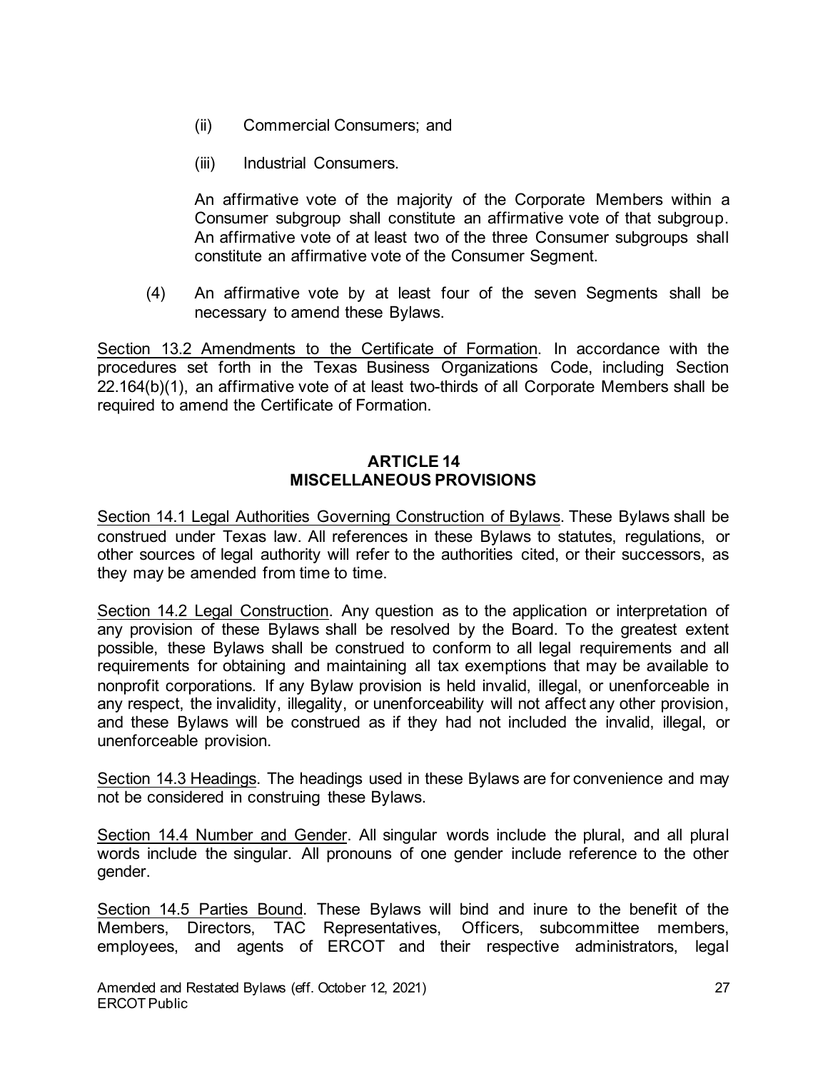(ii) Commercial Consumers; and

(iii) Industrial Consumers.

An affirmative vote of the majority of the Corporate Members within a Consumer subgroup shall constitute an affirmative vote of that subgroup. An affirmative vote of at least two of the three Consumer subgroups shall constitute an affirmative vote of the Consumer Segment.

(4) An affirmative vote by at least four of the seven Segments shall be necessary to amend these Bylaws.

Section 13.2 Amendments to the Certificate of Formation. In accordance with the procedures set forth in the Texas Business Organizations Code, including Section 22.164(b)(1), an affirmative vote of at least two-thirds of all Corporate Members shall be required to amend the Certificate of Formation.

## ARTICLE 14
## MISCELLANEOUS PROVISIONS

Section 14.1 Legal Authorities Governing Construction of Bylaws. These Bylaws shall be construed under Texas law. All references in these Bylaws to statutes, regulations, or other sources of legal authority will refer to the authorities cited, or their successors, as they may be amended from time to time.

Section 14.2 Legal Construction. Any question as to the application or interpretation of any provision of these Bylaws shall be resolved by the Board. To the greatest extent possible, these Bylaws shall be construed to conform to all legal requirements and all requirements for obtaining and maintaining all tax exemptions that may be available to nonprofit corporations. If any Bylaw provision is held invalid, illegal, or unenforceable in any respect, the invalidity, illegality, or unenforceability will not affect any other provision, and these Bylaws will be construed as if they had not included the invalid, illegal, or unenforceable provision.

Section 14.3 Headings. The headings used in these Bylaws are for convenience and may not be considered in construing these Bylaws.

Section 14.4 Number and Gender. All singular words include the plural, and all plural words include the singular. All pronouns of one gender include reference to the other gender.

Section 14.5 Parties Bound. These Bylaws will bind and inure to the benefit of the Members, Directors, TAC Representatives, Officers, subcommittee members, employees, and agents of ERCOT and their respective administrators, legal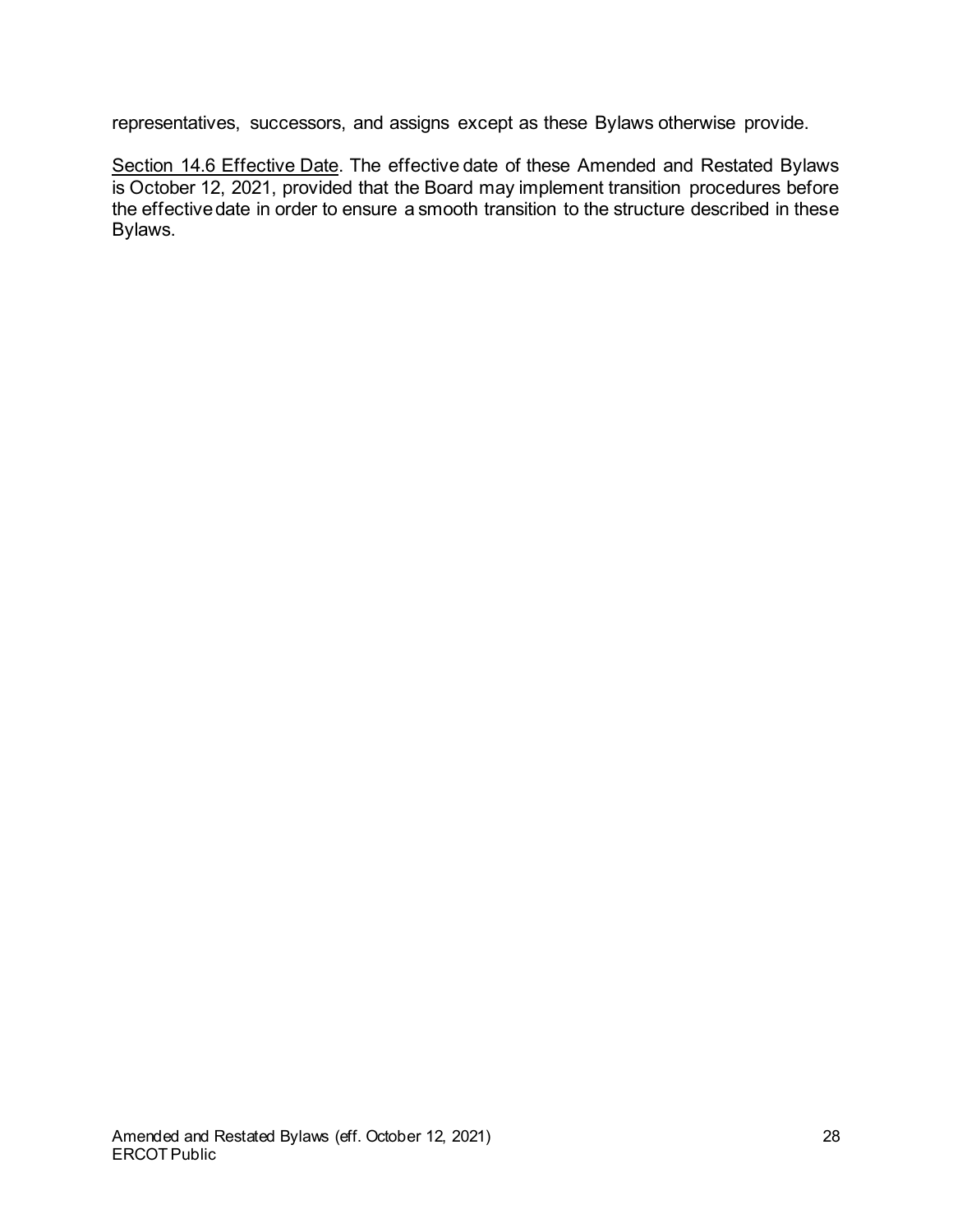representatives, successors, and assigns except as these Bylaws otherwise provide.

<u>Section 14.6 Effective Date</u>. The effective date of these Amended and Restated Bylaws is October 12, 2021, provided that the Board may implement transition procedures before the effective date in order to ensure a smooth transition to the structure described in these Bylaws.